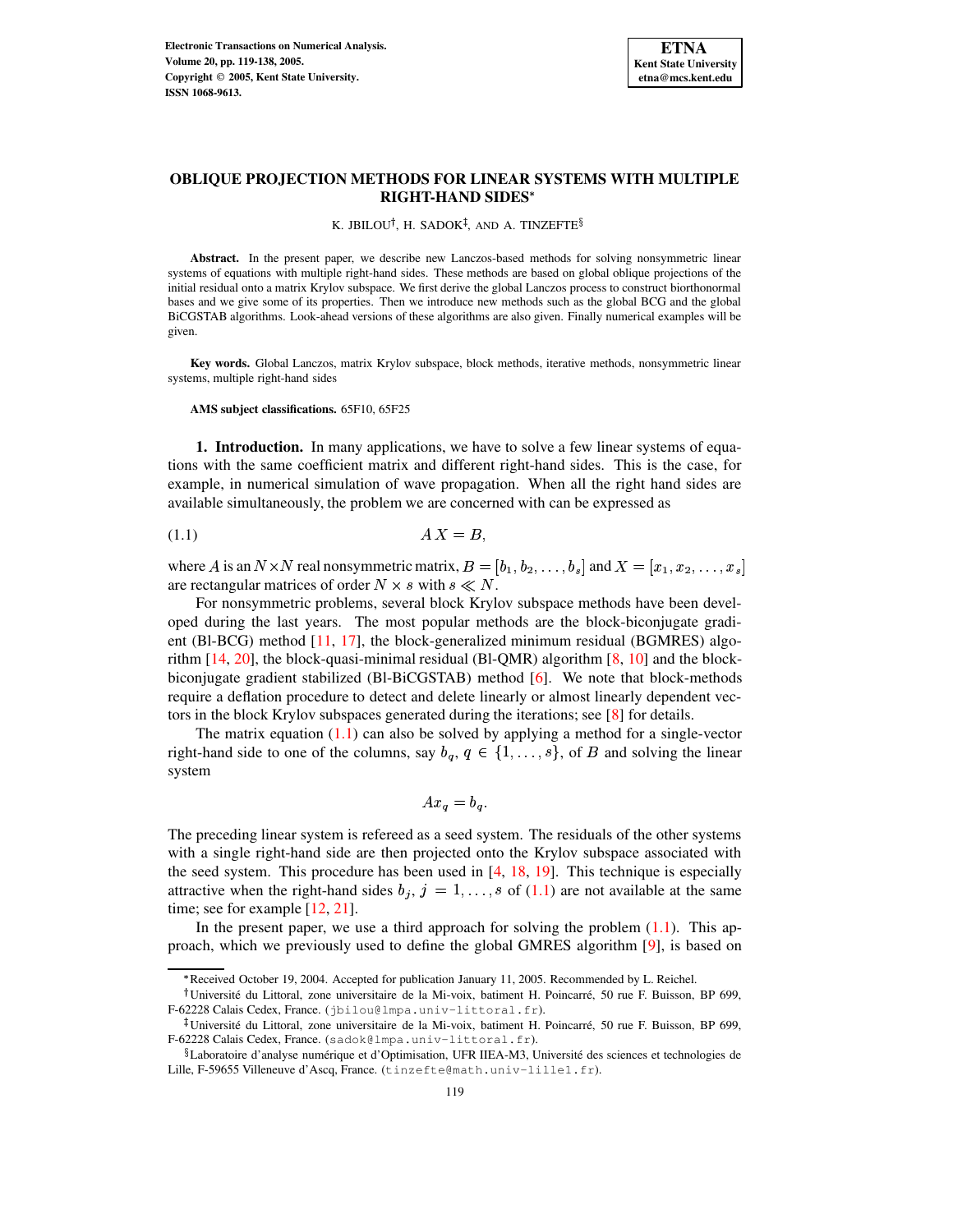# OBLIQUE PROJECTION METHODS FOR LINEAR SYSTEMS WITH MULTIPLE RIGHT-HAND SIDES*

K. JBILOU†, H. SADOK‡, AND A. TINZEFTE§

**Abstract.** In the present paper, we describe new Lanczos-based methods for solving nonsymmetric linear systems of equations with multiple right-hand sides. These methods are based on global oblique projections of the initial residual onto a matrix Krylov subspace. We first derive the global Lanczos process to construct biorthonormal bases and we give some of its properties. Then we introduce new methods such as the global BCG and the global BiCGSTAB algorithms. Look-ahead versions of these algorithms are also given. Finally numerical examples will be given.

**Key words.** Global Lanczos, matrix Krylov subspace, block methods, iterative methods, nonsymmetric linear systems, multiple right-hand sides

**AMS subject classifications.** 65F10, 65F25

## 1. Introduction.

In many applications, we have to solve a few linear systems of equations with the same coefficient matrix and different right-hand sides. This is the case, for example, in numerical simulation of wave propagation. When all the right hand sides are available simultaneously, the problem we are concerned with can be expressed as

$$AX = B, \tag{1.1}$$

where $A$ is an $N \times N$ real nonsymmetric matrix, $B = [b_1, b_2, \ldots, b_s]$ and $X = [x_1, x_2, \ldots, x_s]$ are rectangular matrices of order $N \times s$ with $s \ll N$.

For nonsymmetric problems, several block Krylov subspace methods have been developed during the last years. The most popular methods are the block-biconjugate gradient (Bl-BCG) method [11, 17], the block-generalized minimum residual (BGMRES) algorithm [14, 20], the block-quasi-minimal residual (Bl-QMR) algorithm [8, 10] and the block-biconjugate gradient stabilized (Bl-BiCGSTAB) method [6]. We note that block-methods require a deflation procedure to detect and delete linearly or almost linearly dependent vectors in the block Krylov subspaces generated during the iterations; see [8] for details.

The matrix equation (1.1) can also be solved by applying a method for a single-vector right-hand side to one of the columns, say $b_q$, $q \in \{1, \ldots, s\}$, of $B$ and solving the linear system

$$Ax_q = b_q.$$

The preceding linear system is refereed as a seed system. The residuals of the other systems with a single right-hand side are then projected onto the Krylov subspace associated with the seed system. This procedure has been used in [4, 18, 19]. This technique is especially attractive when the right-hand sides $b_j$, $j = 1, \ldots, s$ of (1.1) are not available at the same time; see for example [12, 21].

In the present paper, we use a third approach for solving the problem (1.1). This approach, which we previously used to define the global GMRES algorithm [9], is based on

---

*Received October 19, 2004. Accepted for publication January 11, 2005. Recommended by L. Reichel.

†Université du Littoral, zone universitaire de la Mi-voix, batiment H. Poincarré, 50 rue F. Buisson, BP 699, F-62228 Calais Cedex, France. (jbilou@lmpa.univ-littoral.fr).

‡Université du Littoral, zone universitaire de la Mi-voix, batiment H. Poincarré, 50 rue F. Buisson, BP 699, F-62228 Calais Cedex, France. (sadok@lmpa.univ-littoral.fr).

§Laboratoire d'analyse numérique et d'Optimisation, UFR IIEA-M3, Université des sciences et technologies de Lille, F-59655 Villeneuve d'Ascq, France. (tinzefte@math.univ-lille1.fr).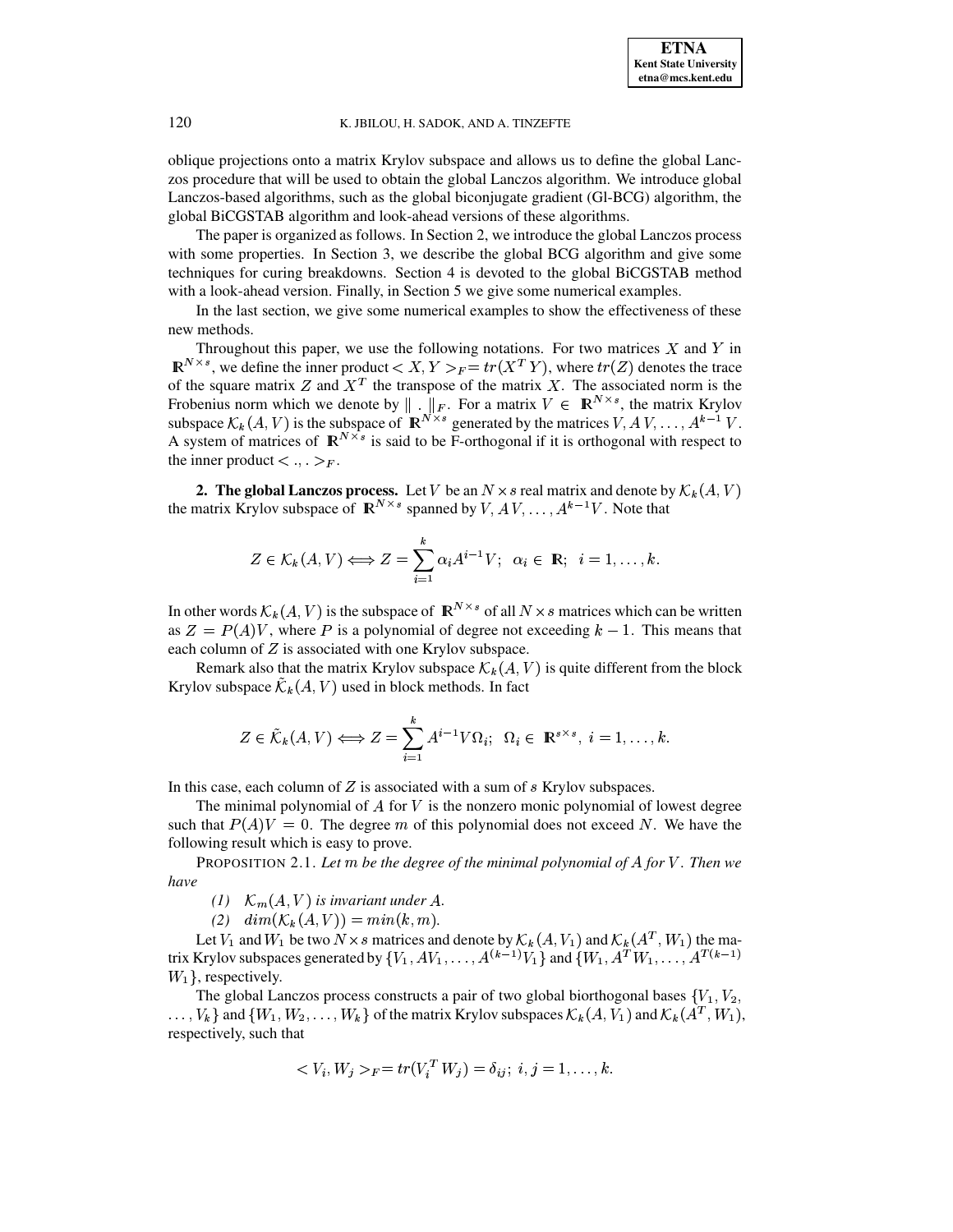oblique projections onto a matrix Krylov subspace and allows us to define the global Lanczos procedure that will be used to obtain the global Lanczos algorithm. We introduce global Lanczos-based algorithms, such as the global biconjugate gradient (Gl-BCG) algorithm, the global BiCGSTAB algorithm and look-ahead versions of these algorithms.

The paper is organized as follows. In Section 2, we introduce the global Lanczos process with some properties. In Section 3, we describe the global BCG algorithm and give some techniques for curing breakdowns. Section 4 is devoted to the global BiCGSTAB method with a look-ahead version. Finally, in Section 5 we give some numerical examples.

In the last section, we give some numerical examples to show the effectiveness of these new methods.

Throughout this paper, we use the following notations. For two matrices $X$ and $Y$ in $\mathbb{R}^{N\times s}$, we define the inner product $< X, Y >_F = tr(X^T Y)$, where $tr(Z)$ denotes the trace of the square matrix $Z$ and $X^T$ the transpose of the matrix $X$. The associated norm is the Frobenius norm which we denote by $\| \, . \, \|_F$. For a matrix $V \in \mathbb{R}^{N\times s}$, the matrix Krylov subspace $\mathcal{K}_k(A, V)$ is the subspace of $\mathbb{R}^{N\times s}$ generated by the matrices $V, A\,V, \ldots, A^{k-1}\,V$. A system of matrices of $\mathbb{R}^{N\times s}$ is said to be F-orthogonal if it is orthogonal with respect to the inner product $< ., . >_F$.

**2. The global Lanczos process.** Let $V$ be an $N \times s$ real matrix and denote by $\mathcal{K}_k(A, V)$ the matrix Krylov subspace of $\mathbb{R}^{N\times s}$ spanned by $V, AV, \ldots, A^{k-1}V$. Note that

$$Z \in \mathcal{K}_k(A, V) \Longleftrightarrow Z = \sum_{i=1}^{k} \alpha_i A^{i-1} V; \;\; \alpha_i \in \mathbb{R}; \;\; i = 1, \ldots, k.$$

In other words $\mathcal{K}_k(A, V)$ is the subspace of $\mathbb{R}^{N\times s}$ of all $N \times s$ matrices which can be written as $Z = P(A)V$, where $P$ is a polynomial of degree not exceeding $k-1$. This means that each column of $Z$ is associated with one Krylov subspace.

Remark also that the matrix Krylov subspace $\mathcal{K}_k(A, V)$ is quite different from the block Krylov subspace $\tilde{\mathcal{K}}_k(A, V)$ used in block methods. In fact

$$Z \in \tilde{\mathcal{K}}_k(A, V) \Longleftrightarrow Z = \sum_{i=1}^{k} A^{i-1} V \Omega_i; \;\; \Omega_i \in \mathbb{R}^{s\times s}, \; i = 1, \ldots, k.$$

In this case, each column of $Z$ is associated with a sum of $s$ Krylov subspaces.

The minimal polynomial of $A$ for $V$ is the nonzero monic polynomial of lowest degree such that $P(A)V = 0$. The degree $m$ of this polynomial does not exceed $N$. We have the following result which is easy to prove.

PROPOSITION 2.1. *Let $m$ be the degree of the minimal polynomial of $A$ for $V$. Then we have*

*(1) $\mathcal{K}_m(A, V)$ is invariant under $A$.*

*(2) $dim(\mathcal{K}_k(A, V)) = min(k, m)$.*

Let $V_1$ and $W_1$ be two $N \times s$ matrices and denote by $\mathcal{K}_k(A, V_1)$ and $\mathcal{K}_k(A^T, W_1)$ the matrix Krylov subspaces generated by $\{V_1, AV_1, \ldots, A^{(k-1)}V_1\}$ and $\{W_1, A^T W_1, \ldots, A^{T(k-1)} W_1\}$, respectively.

The global Lanczos process constructs a pair of two global biorthogonal bases $\{V_1, V_2, \ldots, V_k\}$ and $\{W_1, W_2, \ldots, W_k\}$ of the matrix Krylov subspaces $\mathcal{K}_k(A, V_1)$ and $\mathcal{K}_k(A^T, W_1)$, respectively, such that

$$< V_i, W_j >_F = tr(V_i^T W_j) = \delta_{ij}; \; i, j = 1, \ldots, k.$$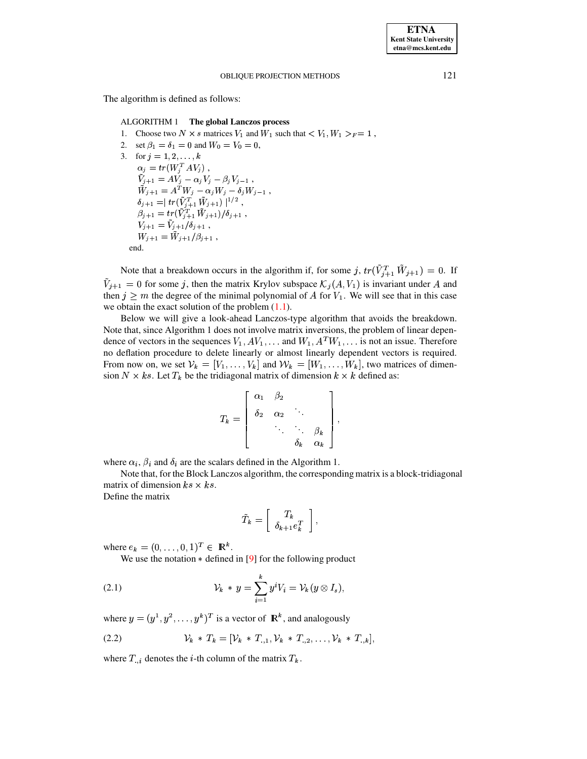The algorithm is defined as follows:

ALGORITHM 1 **The global Lanczos process**

1. Choose two $N \times s$ matrices $V_1$ and $W_1$ such that $< V_1, W_1 >_F = 1$ ,
2. set $\beta_1 = \delta_1 = 0$ and $W_0 = V_0 = 0$,
3. for $j = 1, 2, \ldots, k$
   
   $\alpha_j = tr(W_j^T A V_j)$ ,
   
   $\tilde{V}_{j+1} = A V_j - \alpha_j V_j - \beta_j V_{j-1}$ ,
   
   $\tilde{W}_{j+1} = A^T W_j - \alpha_j W_j - \delta_j W_{j-1}$ ,
   
   $\delta_{j+1} = | \, tr(\tilde{V}_{j+1}^T \tilde{W}_{j+1}) \, |^{1/2}$ ,
   
   $\beta_{j+1} = tr(\tilde{V}_{j+1}^T \tilde{W}_{j+1}) / \delta_{j+1}$ ,
   
   $V_{j+1} = \tilde{V}_{j+1} / \delta_{j+1}$ ,
   
   $W_{j+1} = \tilde{W}_{j+1} / \beta_{j+1}$ ,
   
   end.

Note that a breakdown occurs in the algorithm if, for some $j$, $tr(\tilde{V}_{j+1}^T \tilde{W}_{j+1}) = 0$. If $\tilde{V}_{j+1} = 0$ for some $j$, then the matrix Krylov subspace $\mathcal{K}_j(A, V_1)$ is invariant under $A$ and then $j \geq m$ the degree of the minimal polynomial of $A$ for $V_1$. We will see that in this case we obtain the exact solution of the problem (1.1).

Below we will give a look-ahead Lanczos-type algorithm that avoids the breakdown. Note that, since Algorithm 1 does not involve matrix inversions, the problem of linear dependence of vectors in the sequences $V_1, AV_1, \ldots$ and $W_1, A^T W_1, \ldots$ is not an issue. Therefore no deflation procedure to delete linearly or almost linearly dependent vectors is required. From now on, we set $\mathcal{V}_k = [V_1, \ldots, V_k]$ and $\mathcal{W}_k = [W_1, \ldots, W_k]$, two matrices of dimension $N \times ks$. Let $T_k$ be the tridiagonal matrix of dimension $k \times k$ defined as:

$$T_k = \begin{bmatrix} \alpha_1 & \beta_2 & & \\ \delta_2 & \alpha_2 & \ddots & \\ & \ddots & \ddots & \beta_k \\ & & \delta_k & \alpha_k \end{bmatrix},$$

where $\alpha_i$, $\beta_i$ and $\delta_i$ are the scalars defined in the Algorithm 1.

Note that, for the Block Lanczos algorithm, the corresponding matrix is a block-tridiagonal matrix of dimension $ks \times ks$.

Define the matrix

$$\tilde{T}_k = \begin{bmatrix} T_k \\ \delta_{k+1} e_k^T \end{bmatrix},$$

where $e_k = (0, \ldots, 0, 1)^T \in \mathbb{R}^k$.

We use the notation $*$ defined in [9] for the following product

$$\mathcal{V}_k * y = \sum_{i=1}^{k} y^i V_i = \mathcal{V}_k (y \otimes I_s), \tag{2.1}$$

where $y = (y^1, y^2, \ldots, y^k)^T$ is a vector of $\mathbb{R}^k$, and analogously

$$\mathcal{V}_k * T_k = [\mathcal{V}_k * T_{.,1}, \mathcal{V}_k * T_{.,2}, \ldots, \mathcal{V}_k * T_{.,k}], \tag{2.2}$$

where $T_{.,i}$ denotes the $i$-th column of the matrix $T_k$.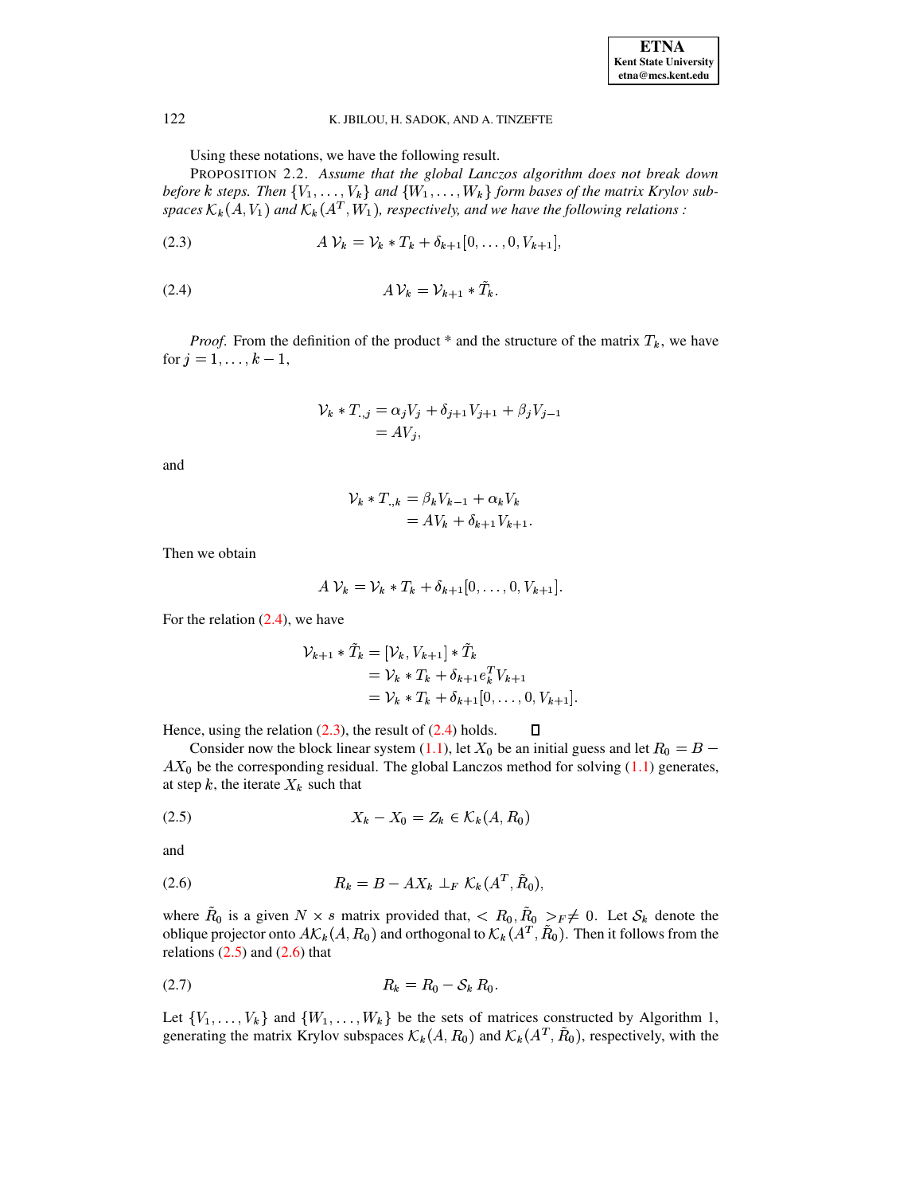Using these notations, we have the following result.

PROPOSITION 2.2. *Assume that the global Lanczos algorithm does not break down before $k$ steps. Then $\{V_1, \ldots, V_k\}$ and $\{W_1, \ldots, W_k\}$ form bases of the matrix Krylov subspaces $\mathcal{K}_k(A, V_1)$ and $\mathcal{K}_k(A^T, W_1)$, respectively, and we have the following relations :*

$$A\,\mathcal{V}_k = \mathcal{V}_k * T_k + \delta_{k+1}[0, \ldots, 0, V_{k+1}], \tag{2.3}$$

$$A\,\mathcal{V}_k = \mathcal{V}_{k+1} * \tilde{T}_k. \tag{2.4}$$

*Proof*. From the definition of the product $*$ and the structure of the matrix $T_k$, we have for $j = 1, \ldots, k-1$,

$$\begin{aligned} \mathcal{V}_k * T_{.,j} &= \alpha_j V_j + \delta_{j+1} V_{j+1} + \beta_j V_{j-1} \\ &= A V_j, \end{aligned}$$

and

$$\begin{aligned} \mathcal{V}_k * T_{.,k} &= \beta_k V_{k-1} + \alpha_k V_k \\ &= A V_k + \delta_{k+1} V_{k+1}. \end{aligned}$$

Then we obtain

$$A\,\mathcal{V}_k = \mathcal{V}_k * T_k + \delta_{k+1}[0, \ldots, 0, V_{k+1}].$$

For the relation (2.4), we have

$$\begin{aligned} \mathcal{V}_{k+1} * \tilde{T}_k &= [\mathcal{V}_k, V_{k+1}] * \tilde{T}_k \\ &= \mathcal{V}_k * T_k + \delta_{k+1} e_k^T V_{k+1} \\ &= \mathcal{V}_k * T_k + \delta_{k+1}[0, \ldots, 0, V_{k+1}]. \end{aligned}$$

Hence, using the relation (2.3), the result of (2.4) holds. ∎

Consider now the block linear system (1.1), let $X_0$ be an initial guess and let $R_0 = B - AX_0$ be the corresponding residual. The global Lanczos method for solving (1.1) generates, at step $k$, the iterate $X_k$ such that

$$X_k - X_0 = Z_k \in \mathcal{K}_k(A, R_0) \tag{2.5}$$

and

$$R_k = B - AX_k \perp_F \mathcal{K}_k(A^T, \tilde{R}_0), \tag{2.6}$$

where $\tilde{R}_0$ is a given $N \times s$ matrix provided that, $< R_0, \tilde{R}_0 >_F \neq 0$. Let $\mathcal{S}_k$ denote the oblique projector onto $A\mathcal{K}_k(A, R_0)$ and orthogonal to $\mathcal{K}_k(A^T, \tilde{R}_0)$. Then it follows from the relations (2.5) and (2.6) that

$$R_k = R_0 - \mathcal{S}_k\, R_0. \tag{2.7}$$

Let $\{V_1, \ldots, V_k\}$ and $\{W_1, \ldots, W_k\}$ be the sets of matrices constructed by Algorithm 1, generating the matrix Krylov subspaces $\mathcal{K}_k(A, R_0)$ and $\mathcal{K}_k(A^T, \tilde{R}_0)$, respectively, with the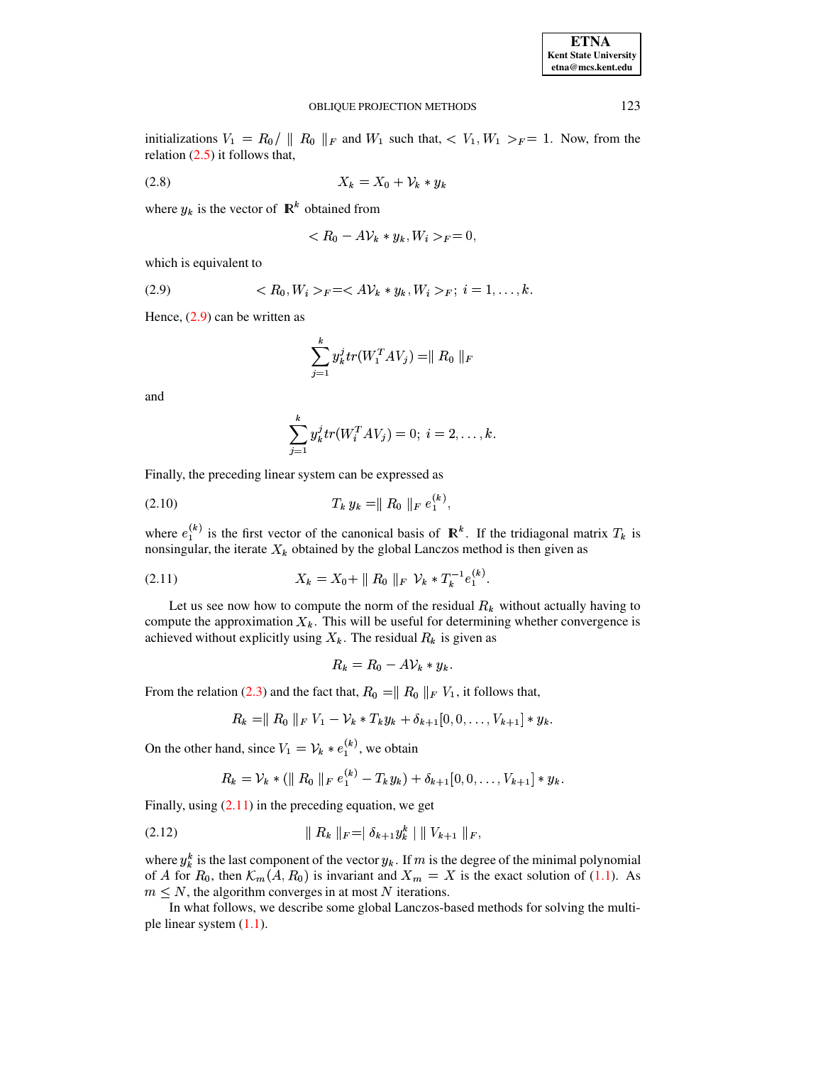initializations $V_1 = R_0 / \parallel R_0 \parallel_F$ and $W_1$ such that, $< V_1, W_1 >_F = 1$. Now, from the relation (2.5) it follows that,

$$X_k = X_0 + \mathcal{V}_k * y_k \tag{2.8}$$

where $y_k$ is the vector of $\mathbb{R}^k$ obtained from

$$< R_0 - A\mathcal{V}_k * y_k, W_i >_F = 0,$$

which is equivalent to

$$< R_0, W_i >_F = < A\mathcal{V}_k * y_k, W_i >_F;\ i = 1, \ldots, k. \tag{2.9}$$

Hence, (2.9) can be written as

$$\sum_{j=1}^{k} y_k^j tr(W_1^T A V_j) = \parallel R_0 \parallel_F$$

and

$$\sum_{j=1}^{k} y_k^j tr(W_i^T A V_j) = 0;\ i = 2, \ldots, k.$$

Finally, the preceding linear system can be expressed as

$$T_k\, y_k = \parallel R_0 \parallel_F\, e_1^{(k)}, \tag{2.10}$$

where $e_1^{(k)}$ is the first vector of the canonical basis of $\mathbb{R}^k$. If the tridiagonal matrix $T_k$ is nonsingular, the iterate $X_k$ obtained by the global Lanczos method is then given as

$$X_k = X_0 + \parallel R_0 \parallel_F\ \mathcal{V}_k * T_k^{-1} e_1^{(k)}. \tag{2.11}$$

Let us see now how to compute the norm of the residual $R_k$ without actually having to compute the approximation $X_k$. This will be useful for determining whether convergence is achieved without explicitly using $X_k$. The residual $R_k$ is given as

$$R_k = R_0 - A\mathcal{V}_k * y_k.$$

From the relation (2.3) and the fact that, $R_0 = \parallel R_0 \parallel_F V_1$, it follows that,

$$R_k = \parallel R_0 \parallel_F V_1 - \mathcal{V}_k * T_k y_k + \delta_{k+1}[0, 0, \ldots, V_{k+1}] * y_k.$$

On the other hand, since $V_1 = \mathcal{V}_k * e_1^{(k)}$, we obtain

$$R_k = \mathcal{V}_k * (\parallel R_0 \parallel_F e_1^{(k)} - T_k y_k) + \delta_{k+1}[0, 0, \ldots, V_{k+1}] * y_k.$$

Finally, using (2.11) in the preceding equation, we get

$$\parallel R_k \parallel_F = \mid \delta_{k+1} y_k^k \mid \parallel V_{k+1} \parallel_F, \tag{2.12}$$

where $y_k^k$ is the last component of the vector $y_k$. If $m$ is the degree of the minimal polynomial of $A$ for $R_0$, then $\mathcal{K}_m(A, R_0)$ is invariant and $X_m = X$ is the exact solution of (1.1). As $m \leq N$, the algorithm converges in at most $N$ iterations.

In what follows, we describe some global Lanczos-based methods for solving the multiple linear system (1.1).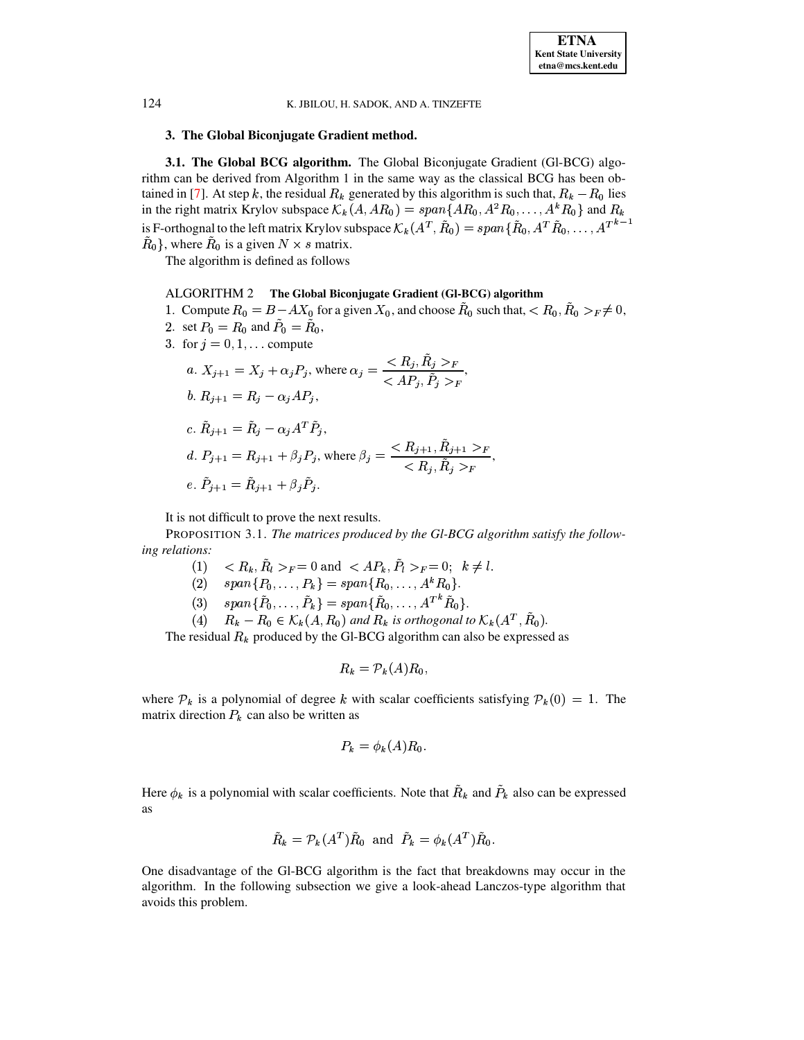## 3. The Global Biconjugate Gradient method.

**3.1. The Global BCG algorithm.** The Global Biconjugate Gradient (Gl-BCG) algorithm can be derived from Algorithm 1 in the same way as the classical BCG has been obtained in [7]. At step $k$, the residual $R_k$ generated by this algorithm is such that, $R_k - R_0$ lies in the right matrix Krylov subspace $\mathcal{K}_k(A, AR_0) = span\{AR_0, A^2R_0, \ldots, A^kR_0\}$ and $R_k$ is F-orthognal to the left matrix Krylov subspace $\mathcal{K}_k(A^T, \tilde{R}_0) = span\{\tilde{R}_0, A^T\tilde{R}_0, \ldots, A^{T^{k-1}}\tilde{R}_0\}$, where $\tilde{R}_0$ is a given $N \times s$ matrix.

The algorithm is defined as follows

ALGORITHM 2 **The Global Biconjugate Gradient (Gl-BCG) algorithm**

1. Compute $R_0 = B - AX_0$ for a given $X_0$, and choose $\tilde{R}_0$ such that, $< R_0, \tilde{R}_0 >_F \neq 0$,
2. set $P_0 = R_0$ and $\tilde{P}_0 = \tilde{R}_0$,
3. for $j = 0, 1, \ldots$ compute

$$a.\ X_{j+1} = X_j + \alpha_j P_j, \text{ where } \alpha_j = \frac{< R_j, \tilde{R}_j >_F}{< AP_j, \tilde{P}_j >_F},$$

$$b.\ R_{j+1} = R_j - \alpha_j AP_j,$$

$$c.\ \tilde{R}_{j+1} = \tilde{R}_j - \alpha_j A^T\tilde{P}_j,$$

$$d.\ P_{j+1} = R_{j+1} + \beta_j P_j, \text{ where } \beta_j = \frac{< R_{j+1}, \tilde{R}_{j+1} >_F}{< R_j, \tilde{R}_j >_F},$$

$$e.\ \tilde{P}_{j+1} = \tilde{R}_{j+1} + \beta_j \tilde{P}_j.$$

It is not difficult to prove the next results.

PROPOSITION 3.1. *The matrices produced by the Gl-BCG algorithm satisfy the following relations:*

(1) $< R_k, \tilde{R}_l >_F = 0$ and $< AP_k, \tilde{P}_l >_F = 0;\ \ k \neq l$.

(2) $span\{P_0, \ldots, P_k\} = span\{R_0, \ldots, A^kR_0\}$.

(3) $span\{\tilde{P}_0, \ldots, \tilde{P}_k\} = span\{\tilde{R}_0, \ldots, A^{T^k}\tilde{R}_0\}$.

(4) $R_k - R_0 \in \mathcal{K}_k(A, R_0)$ *and* $R_k$ *is orthogonal to* $\mathcal{K}_k(A^T, \tilde{R}_0)$.

The residual $R_k$ produced by the Gl-BCG algorithm can also be expressed as

$$R_k = \mathcal{P}_k(A)R_0,$$

where $\mathcal{P}_k$ is a polynomial of degree $k$ with scalar coefficients satisfying $\mathcal{P}_k(0) = 1$. The matrix direction $P_k$ can also be written as

$$P_k = \phi_k(A)R_0.$$

Here $\phi_k$ is a polynomial with scalar coefficients. Note that $\tilde{R}_k$ and $\tilde{P}_k$ also can be expressed as

$$\tilde{R}_k = \mathcal{P}_k(A^T)\tilde{R}_0 \ \text{ and } \ \tilde{P}_k = \phi_k(A^T)\tilde{R}_0.$$

One disadvantage of the Gl-BCG algorithm is the fact that breakdowns may occur in the algorithm. In the following subsection we give a look-ahead Lanczos-type algorithm that avoids this problem.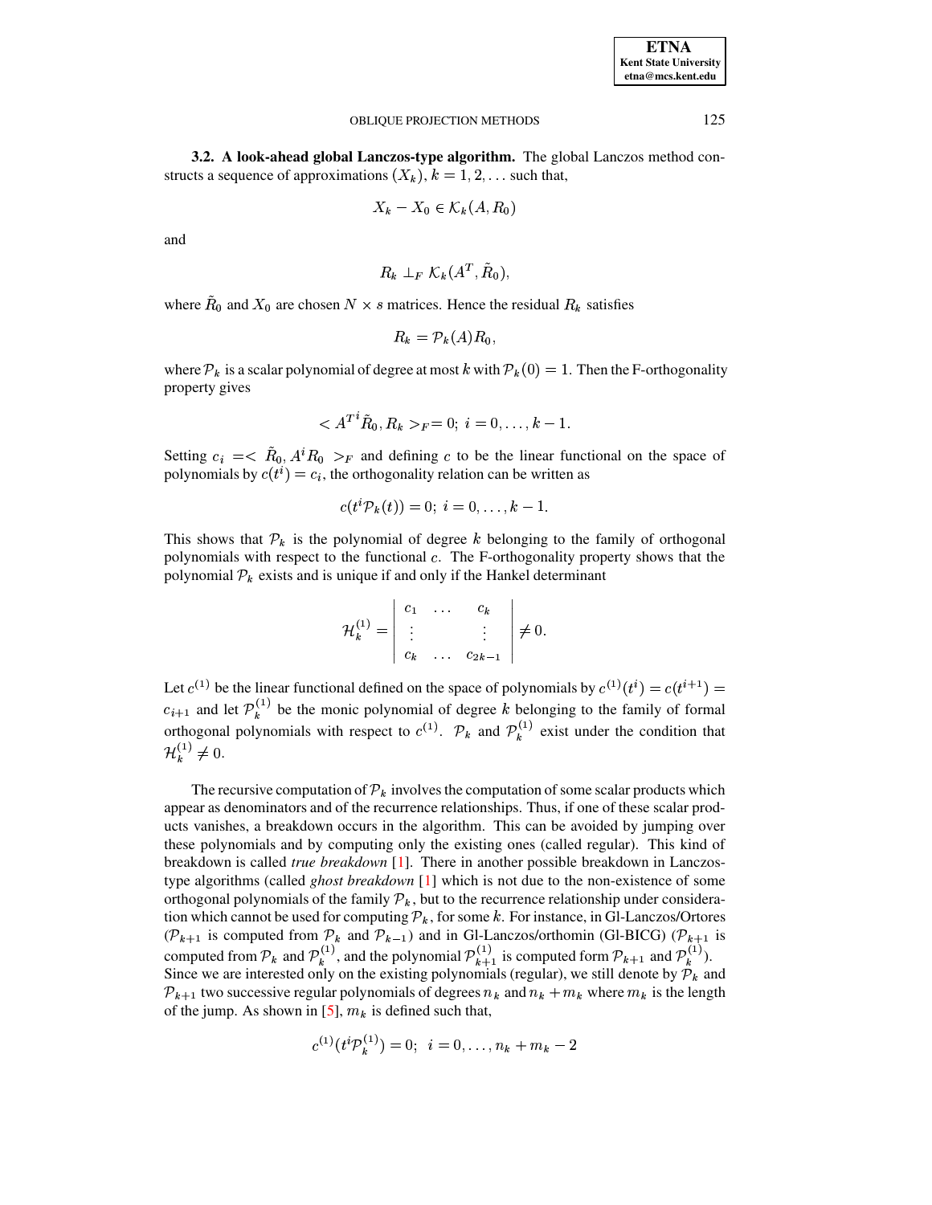**3.2. A look-ahead global Lanczos-type algorithm.** The global Lanczos method constructs a sequence of approximations $(X_k)$, $k = 1, 2, \ldots$ such that,

$$X_k - X_0 \in \mathcal{K}_k(A, R_0)$$

and

$$R_k \perp_F \mathcal{K}_k(A^T, \tilde{R}_0),$$

where $\tilde{R}_0$ and $X_0$ are chosen $N \times s$ matrices. Hence the residual $R_k$ satisfies

$$R_k = \mathcal{P}_k(A) R_0,$$

where $\mathcal{P}_k$ is a scalar polynomial of degree at most $k$ with $\mathcal{P}_k(0) = 1$. Then the F-orthogonality property gives

$$< {A^T}^i \tilde{R}_0, R_k >_F = 0; \; i = 0, \ldots, k-1.$$

Setting $c_i = < \tilde{R}_0, A^i R_0 >_F$ and defining $c$ to be the linear functional on the space of polynomials by $c(t^i) = c_i$, the orthogonality relation can be written as

$$c(t^i \mathcal{P}_k(t)) = 0; \; i = 0, \ldots, k-1.$$

This shows that $\mathcal{P}_k$ is the polynomial of degree $k$ belonging to the family of orthogonal polynomials with respect to the functional $c$. The F-orthogonality property shows that the polynomial $\mathcal{P}_k$ exists and is unique if and only if the Hankel determinant

$$\mathcal{H}_k^{(1)} = \begin{vmatrix} c_1 & \ldots & c_k \\ \vdots & & \vdots \\ c_k & \ldots & c_{2k-1} \end{vmatrix} \neq 0.$$

Let $c^{(1)}$ be the linear functional defined on the space of polynomials by $c^{(1)}(t^i) = c(t^{i+1}) = c_{i+1}$ and let $\mathcal{P}_k^{(1)}$ be the monic polynomial of degree $k$ belonging to the family of formal orthogonal polynomials with respect to $c^{(1)}$. $\mathcal{P}_k$ and $\mathcal{P}_k^{(1)}$ exist under the condition that $\mathcal{H}_k^{(1)} \neq 0$.

The recursive computation of $\mathcal{P}_k$ involves the computation of some scalar products which appear as denominators and of the recurrence relationships. Thus, if one of these scalar products vanishes, a breakdown occurs in the algorithm. This can be avoided by jumping over these polynomials and by computing only the existing ones (called regular). This kind of breakdown is called *true breakdown* [1]. There in another possible breakdown in Lanczos-type algorithms (called *ghost breakdown* [1] which is not due to the non-existence of some orthogonal polynomials of the family $\mathcal{P}_k$, but to the recurrence relationship under consideration which cannot be used for computing $\mathcal{P}_k$, for some $k$. For instance, in Gl-Lanczos/Ortores ($\mathcal{P}_{k+1}$ is computed from $\mathcal{P}_k$ and $\mathcal{P}_{k-1}$) and in Gl-Lanczos/orthomin (Gl-BICG) ($\mathcal{P}_{k+1}$ is computed from $\mathcal{P}_k$ and $\mathcal{P}_k^{(1)}$, and the polynomial $\mathcal{P}_{k+1}^{(1)}$ is computed form $\mathcal{P}_{k+1}$ and $\mathcal{P}_k^{(1)}$). Since we are interested only on the existing polynomials (regular), we still denote by $\mathcal{P}_k$ and $\mathcal{P}_{k+1}$ two successive regular polynomials of degrees $n_k$ and $n_k + m_k$ where $m_k$ is the length of the jump. As shown in [5], $m_k$ is defined such that,

$$c^{(1)}(t^i \mathcal{P}_k^{(1)}) = 0; \;\; i = 0, \ldots, n_k + m_k - 2$$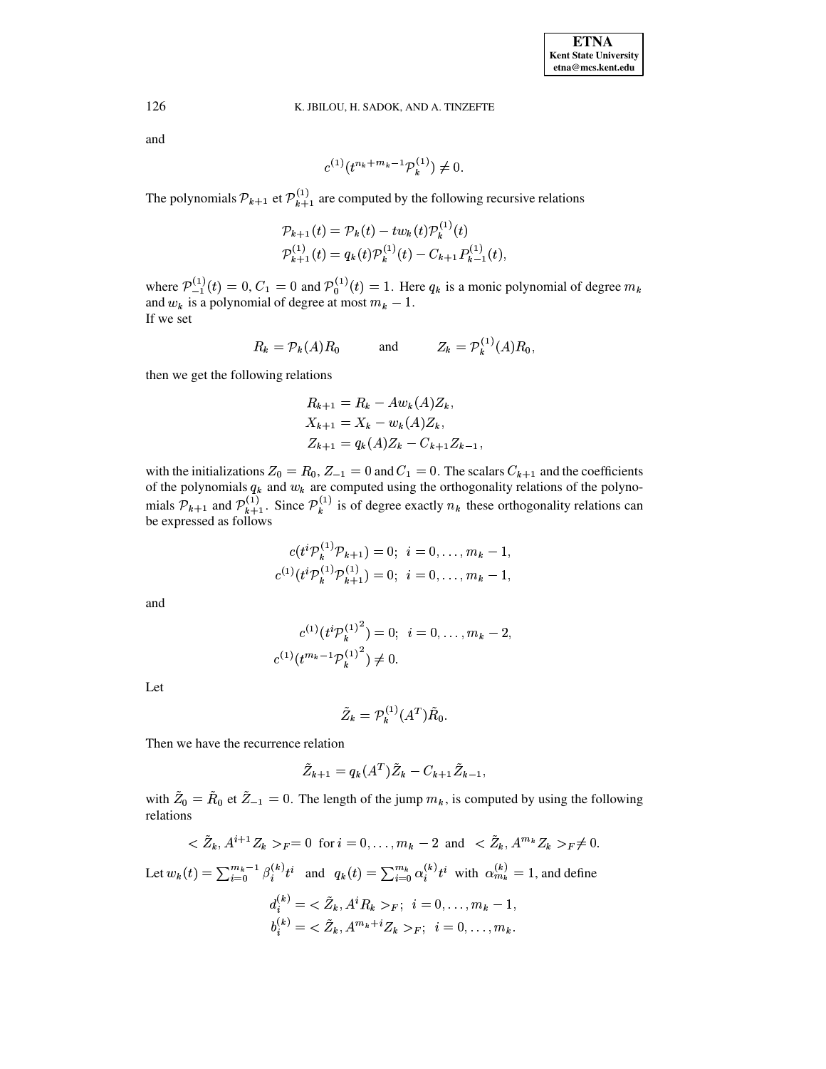and

$$c^{(1)}(t^{n_k+m_k-1}\mathcal{P}_k^{(1)}) \neq 0.$$

The polynomials $\mathcal{P}_{k+1}$ et $\mathcal{P}_{k+1}^{(1)}$ are computed by the following recursive relations

$$\mathcal{P}_{k+1}(t) = \mathcal{P}_k(t) - tw_k(t)\mathcal{P}_k^{(1)}(t)$$
$$\mathcal{P}_{k+1}^{(1)}(t) = q_k(t)\mathcal{P}_k^{(1)}(t) - C_{k+1}P_{k-1}^{(1)}(t),$$

where $\mathcal{P}_{-1}^{(1)}(t) = 0$, $C_1 = 0$ and $\mathcal{P}_0^{(1)}(t) = 1$. Here $q_k$ is a monic polynomial of degree $m_k$ and $w_k$ is a polynomial of degree at most $m_k - 1$.
If we set

$$R_k = \mathcal{P}_k(A)R_0 \qquad \text{and} \qquad Z_k = \mathcal{P}_k^{(1)}(A)R_0,$$

then we get the following relations

$$R_{k+1} = R_k - Aw_k(A)Z_k,$$
$$X_{k+1} = X_k - w_k(A)Z_k,$$
$$Z_{k+1} = q_k(A)Z_k - C_{k+1}Z_{k-1},$$

with the initializations $Z_0 = R_0$, $Z_{-1} = 0$ and $C_1 = 0$. The scalars $C_{k+1}$ and the coefficients of the polynomials $q_k$ and $w_k$ are computed using the orthogonality relations of the polynomials $\mathcal{P}_{k+1}$ and $\mathcal{P}_{k+1}^{(1)}$. Since $\mathcal{P}_k^{(1)}$ is of degree exactly $n_k$ these orthogonality relations can be expressed as follows

$$c(t^i\mathcal{P}_k^{(1)}\mathcal{P}_{k+1}) = 0; \;\; i = 0, \ldots, m_k - 1,$$
$$c^{(1)}(t^i\mathcal{P}_k^{(1)}\mathcal{P}_{k+1}^{(1)}) = 0; \;\; i = 0, \ldots, m_k - 1,$$

and

$$c^{(1)}(t^i{\mathcal{P}_k^{(1)}}^2) = 0; \;\; i = 0, \ldots, m_k - 2,$$
$$c^{(1)}(t^{m_k-1}{\mathcal{P}_k^{(1)}}^2) \neq 0.$$

Let

$$\tilde{Z}_k = \mathcal{P}_k^{(1)}(A^T)\tilde{R}_0.$$

Then we have the recurrence relation

$$\tilde{Z}_{k+1} = q_k(A^T)\tilde{Z}_k - C_{k+1}\tilde{Z}_{k-1},$$

with $\tilde{Z}_0 = \tilde{R}_0$ et $\tilde{Z}_{-1} = 0$. The length of the jump $m_k$, is computed by using the following relations

$$< \tilde{Z}_k, A^{i+1}Z_k >_F = 0 \;\text{ for } i = 0, \ldots, m_k - 2 \;\text{ and }\; < \tilde{Z}_k, A^{m_k}Z_k >_F \neq 0.$$

Let $w_k(t) = \sum_{i=0}^{m_k-1}\beta_i^{(k)}t^i$ and $q_k(t) = \sum_{i=0}^{m_k}\alpha_i^{(k)}t^i$ with $\alpha_{m_k}^{(k)} = 1$, and define

$$d_i^{(k)} = < \tilde{Z}_k, A^iR_k >_F; \;\; i = 0, \ldots, m_k - 1,$$
$$b_i^{(k)} = < \tilde{Z}_k, A^{m_k+i}Z_k >_F; \;\; i = 0, \ldots, m_k.$$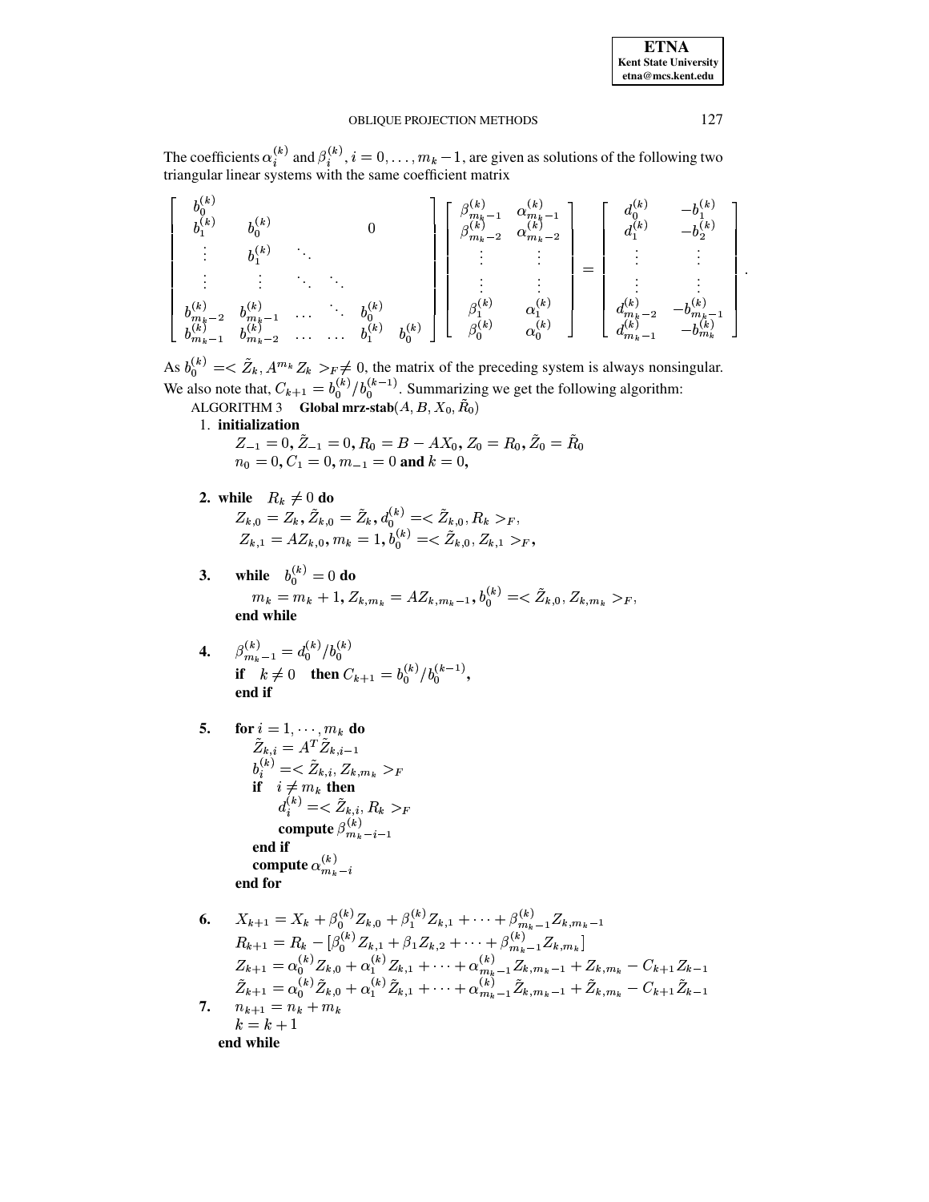The coefficients $\alpha_i^{(k)}$ and $\beta_i^{(k)}$, $i = 0, \ldots, m_k - 1$, are given as solutions of the following two triangular linear systems with the same coefficient matrix

$$
\begin{bmatrix}
b_0^{(k)} & & & & & \\
b_1^{(k)} & b_0^{(k)} & & & 0 & \\
\vdots & b_1^{(k)} & \ddots & & & \\
\vdots & \vdots & \ddots & \ddots & & \\
b_{m_k-2}^{(k)} & b_{m_k-1}^{(k)} & \ldots & \ddots & b_0^{(k)} & \\
b_{m_k-1}^{(k)} & b_{m_k-2}^{(k)} & \ldots & \ldots & b_1^{(k)} & b_0^{(k)}
\end{bmatrix}
\begin{bmatrix}
\beta_{m_k-1}^{(k)} & \alpha_{m_k-1}^{(k)} \\
\beta_{m_k-2}^{(k)} & \alpha_{m_k-2}^{(k)} \\
\vdots & \vdots \\
\vdots & \vdots \\
\beta_1^{(k)} & \alpha_1^{(k)} \\
\beta_0^{(k)} & \alpha_0^{(k)}
\end{bmatrix}
=
\begin{bmatrix}
d_0^{(k)} & -b_1^{(k)} \\
d_1^{(k)} & -b_2^{(k)} \\
\vdots & \vdots \\
\vdots & \vdots \\
d_{m_k-2}^{(k)} & -b_{m_k-1}^{(k)} \\
d_{m_k-1}^{(k)} & -b_{m_k}^{(k)}
\end{bmatrix}.
$$

As $b_0^{(k)} = < \tilde{Z}_k, A^{m_k} Z_k >_F \neq 0$, the matrix of the preceding system is always nonsingular. We also note that, $C_{k+1} = b_0^{(k)} / b_0^{(k-1)}$. Summarizing we get the following algorithm:

ALGORITHM 3 **Global mrz-stab**$(A, B, X_0, \tilde{R}_0)$

1. **initialization**
   $Z_{-1} = 0, \tilde{Z}_{-1} = 0, R_0 = B - AX_0, Z_0 = R_0, \tilde{Z}_0 = \tilde{R}_0$
   $n_0 = 0, C_1 = 0, m_{-1} = 0$ **and** $k = 0$,

2. **while** $R_k \neq 0$ **do**
   $Z_{k,0} = Z_k, \tilde{Z}_{k,0} = \tilde{Z}_k, d_0^{(k)} = < \tilde{Z}_{k,0}, R_k >_F,$
   $Z_{k,1} = AZ_{k,0}, m_k = 1, b_0^{(k)} = < \tilde{Z}_{k,0}, Z_{k,1} >_F,$

3. **while** $b_0^{(k)} = 0$ **do**
   $m_k = m_k + 1, Z_{k,m_k} = AZ_{k,m_k-1}, b_0^{(k)} = < \tilde{Z}_{k,0}, Z_{k,m_k} >_F,$
   **end while**

4. $\beta_{m_k-1}^{(k)} = d_0^{(k)} / b_0^{(k)}$
   **if** $k \neq 0$ **then** $C_{k+1} = b_0^{(k)} / b_0^{(k-1)}$,
   **end if**

5. **for** $i = 1, \cdots, m_k$ **do**
   $\tilde{Z}_{k,i} = A^T \tilde{Z}_{k,i-1}$
   $b_i^{(k)} = < \tilde{Z}_{k,i}, Z_{k,m_k} >_F$
   **if** $i \neq m_k$ **then**
   $d_i^{(k)} = < \tilde{Z}_{k,i}, R_k >_F$
   **compute** $\beta_{m_k-i-1}^{(k)}$
   **end if**
   **compute** $\alpha_{m_k-i}^{(k)}$
   **end for**

6. $X_{k+1} = X_k + \beta_0^{(k)} Z_{k,0} + \beta_1^{(k)} Z_{k,1} + \cdots + \beta_{m_k-1}^{(k)} Z_{k,m_k-1}$
   $R_{k+1} = R_k - [\beta_0^{(k)} Z_{k,1} + \beta_1 Z_{k,2} + \cdots + \beta_{m_k-1}^{(k)} Z_{k,m_k}]$
   $Z_{k+1} = \alpha_0^{(k)} Z_{k,0} + \alpha_1^{(k)} Z_{k,1} + \cdots + \alpha_{m_k-1}^{(k)} Z_{k,m_k-1} + Z_{k,m_k} - C_{k+1} Z_{k-1}$
   $\tilde{Z}_{k+1} = \alpha_0^{(k)} \tilde{Z}_{k,0} + \alpha_1^{(k)} \tilde{Z}_{k,1} + \cdots + \alpha_{m_k-1}^{(k)} \tilde{Z}_{k,m_k-1} + \tilde{Z}_{k,m_k} - C_{k+1} \tilde{Z}_{k-1}$

7. $n_{k+1} = n_k + m_k$
   $k = k + 1$

**end while**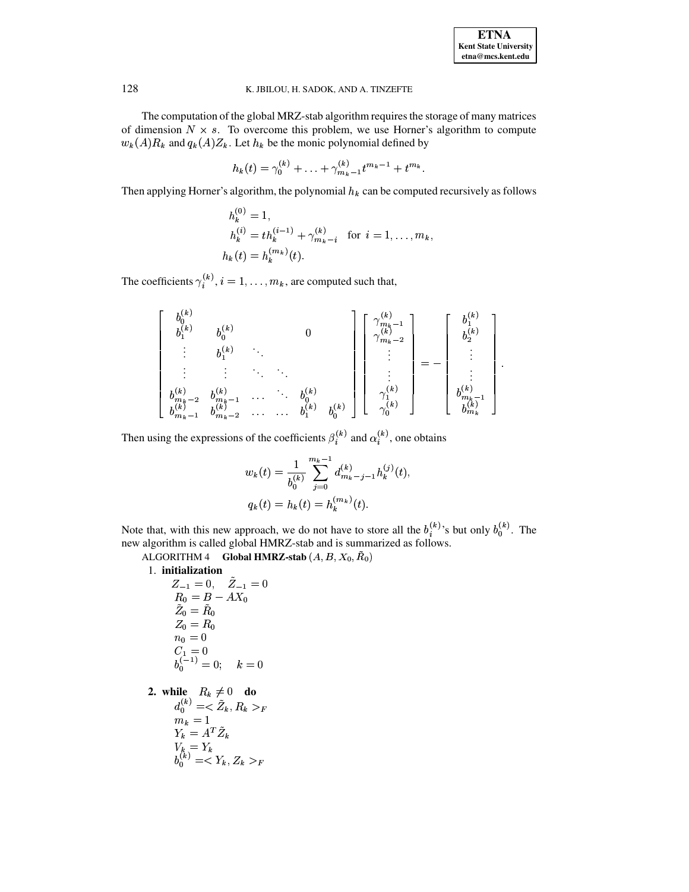The computation of the global MRZ-stab algorithm requires the storage of many matrices of dimension $N \times s$. To overcome this problem, we use Horner's algorithm to compute $w_k(A)R_k$ and $q_k(A)Z_k$. Let $h_k$ be the monic polynomial defined by

$$h_k(t) = \gamma_0^{(k)} + \ldots + \gamma_{m_k-1}^{(k)} t^{m_k-1} + t^{m_k}.$$

Then applying Horner's algorithm, the polynomial $h_k$ can be computed recursively as follows

$$\begin{aligned} h_k^{(0)} &= 1, \\ h_k^{(i)} &= t h_k^{(i-1)} + \gamma_{m_k-i}^{(k)} \quad \text{for } i = 1, \ldots, m_k, \\ h_k(t) &= h_k^{(m_k)}(t). \end{aligned}$$

The coefficients $\gamma_i^{(k)}$, $i = 1, \ldots, m_k$, are computed such that,

$$\begin{bmatrix} b_0^{(k)} & & & & & \\ b_1^{(k)} & b_0^{(k)} & & & 0 & \\ \vdots & b_1^{(k)} & \ddots & & & \\ \vdots & \vdots & \ddots & \ddots & & \\ b_{m_k-2}^{(k)} & b_{m_k-1}^{(k)} & \ldots & \ddots & b_0^{(k)} & \\ b_{m_k-1}^{(k)} & b_{m_k-2}^{(k)} & \ldots & \ldots & b_1^{(k)} & b_0^{(k)} \end{bmatrix} \begin{bmatrix} \gamma_{m_k-1}^{(k)} \\ \gamma_{m_k-2}^{(k)} \\ \vdots \\ \vdots \\ \gamma_1^{(k)} \\ \gamma_0^{(k)} \end{bmatrix} = - \begin{bmatrix} b_1^{(k)} \\ b_2^{(k)} \\ \vdots \\ \vdots \\ b_{m_k-1}^{(k)} \\ b_{m_k}^{(k)} \end{bmatrix}.$$

Then using the expressions of the coefficients $\beta_i^{(k)}$ and $\alpha_i^{(k)}$, one obtains

$$\begin{aligned} w_k(t) &= \frac{1}{b_0^{(k)}} \sum_{j=0}^{m_k-1} d_{m_k-j-1}^{(k)} h_k^{(j)}(t), \\ q_k(t) &= h_k(t) = h_k^{(m_k)}(t). \end{aligned}$$

Note that, with this new approach, we do not have to store all the $b_i^{(k)}$'s but only $b_0^{(k)}$. The new algorithm is called global HMRZ-stab and is summarized as follows.

ALGORITHM 4 **Global HMRZ-stab** $(A, B, X_0, \tilde{R}_0)$

1. **initialization**
   - $Z_{-1} = 0, \quad \tilde{Z}_{-1} = 0$
   - $R_0 = B - AX_0$
   - $\tilde{Z}_0 = \tilde{R}_0$
   - $Z_0 = R_0$
   - $n_0 = 0$
   - $C_1 = 0$
   - $b_0^{(-1)} = 0; \quad k = 0$

2. **while** $R_k \neq 0$ **do**
   - $d_0^{(k)} = < \tilde{Z}_k, R_k >_F$
   - $m_k = 1$
   - $Y_k = A^T \tilde{Z}_k$
   - $V_k = Y_k$
   - $b_0^{(k)} = < Y_k, Z_k >_F$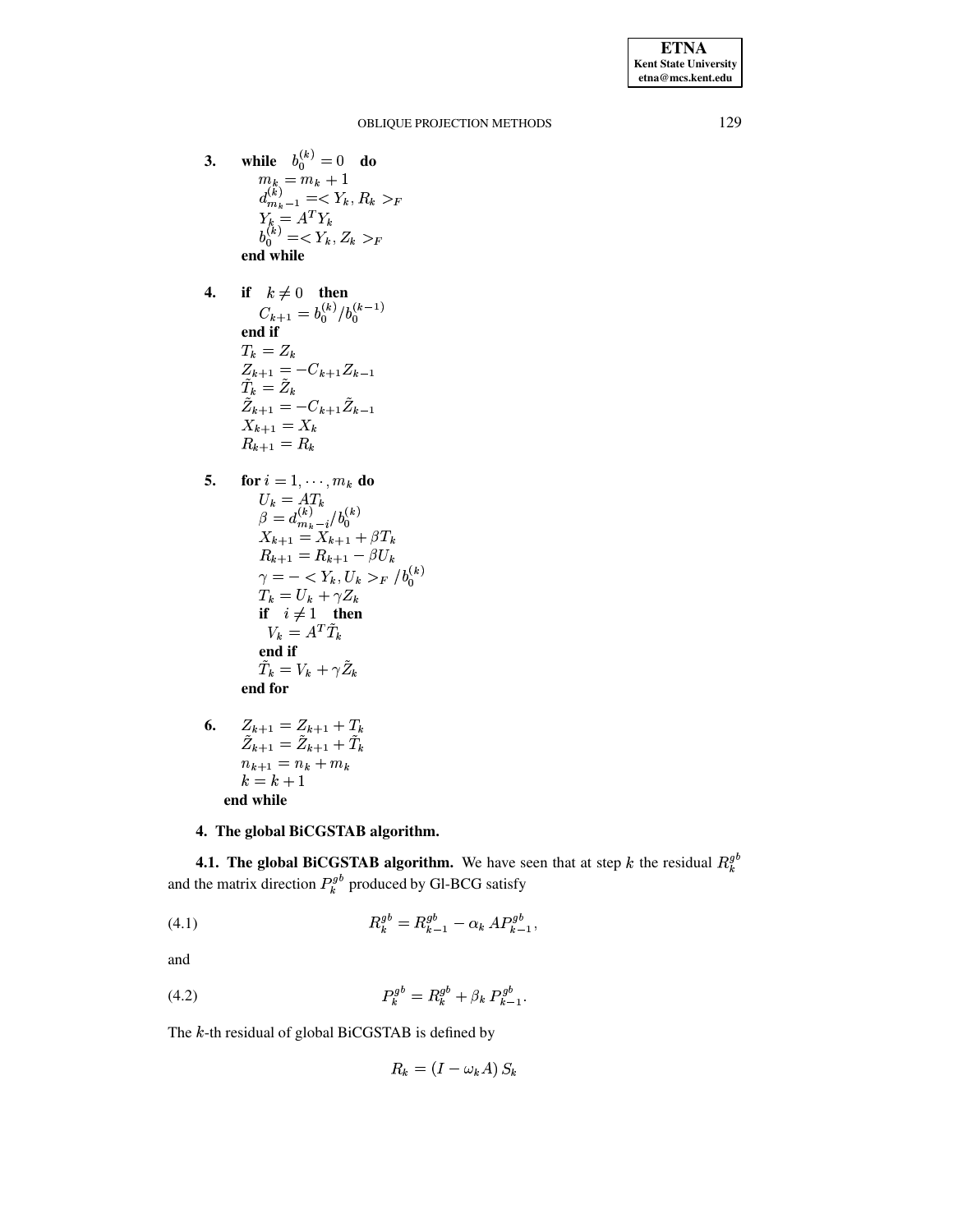**3.** **while** $b_0^{(k)} = 0$ **do**
$m_k = m_k + 1$
$d_{m_k-1}^{(k)} =< Y_k, R_k >_F$
$Y_k = A^T Y_k$
$b_0^{(k)} =< Y_k, Z_k >_F$
**end while**

**4.** **if** $k \neq 0$ **then**
$C_{k+1} = b_0^{(k)} / b_0^{(k-1)}$
**end if**
$T_k = Z_k$
$Z_{k+1} = -C_{k+1} Z_{k-1}$
$\tilde{T}_k = \tilde{Z}_k$
$\tilde{Z}_{k+1} = -C_{k+1} \tilde{Z}_{k-1}$
$X_{k+1} = X_k$
$R_{k+1} = R_k$

**5.** **for** $i = 1, \cdots, m_k$ **do**
$U_k = AT_k$
$\beta = d_{m_k-i}^{(k)} / b_0^{(k)}$
$X_{k+1} = X_{k+1} + \beta T_k$
$R_{k+1} = R_{k+1} - \beta U_k$
$\gamma = - < Y_k, U_k >_F / b_0^{(k)}$
$T_k = U_k + \gamma Z_k$
**if** $i \neq 1$ **then**
$V_k = A^T \tilde{T}_k$
**end if**
$\tilde{T}_k = V_k + \gamma \tilde{Z}_k$
**end for**

**6.** $Z_{k+1} = Z_{k+1} + T_k$
$\tilde{Z}_{k+1} = \tilde{Z}_{k+1} + \tilde{T}_k$
$n_{k+1} = n_k + m_k$
$k = k + 1$
**end while**

## 4. The global BiCGSTAB algorithm.

**4.1. The global BiCGSTAB algorithm.** We have seen that at step $k$ the residual $R_k^{g^b}$ and the matrix direction $P_k^{g^b}$ produced by Gl-BCG satisfy

$$R_k^{g^b} = R_{k-1}^{g^b} - \alpha_k \, A P_{k-1}^{g^b}, \tag{4.1}$$

and

$$P_k^{g^b} = R_k^{g^b} + \beta_k \, P_{k-1}^{g^b}. \tag{4.2}$$

The $k$-th residual of global BiCGSTAB is defined by

$$R_k = (I - \omega_k A) \, S_k$$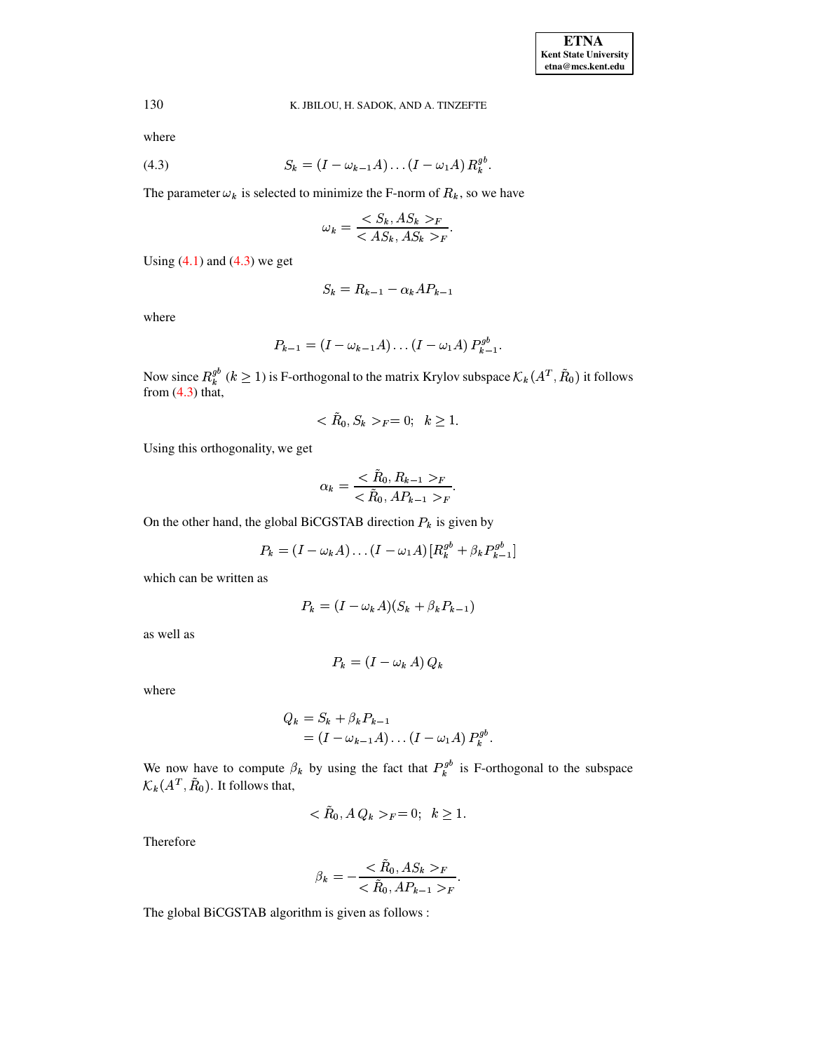where

$$S_k = (I - \omega_{k-1} A) \ldots (I - \omega_1 A)\, R_k^{gb}. \tag{4.3}$$

The parameter $\omega_k$ is selected to minimize the F-norm of $R_k$, so we have

$$\omega_k = \frac{< S_k, AS_k >_F}{< AS_k, AS_k >_F}.$$

Using (4.1) and (4.3) we get

$$S_k = R_{k-1} - \alpha_k A P_{k-1}$$

where

$$P_{k-1} = (I - \omega_{k-1} A) \ldots (I - \omega_1 A)\, P_{k-1}^{gb}.$$

Now since $R_k^{gb}$ $(k \geq 1)$ is F-orthogonal to the matrix Krylov subspace $\mathcal{K}_k(A^T, \tilde{R}_0)$ it follows from (4.3) that,

$$< \tilde{R}_0, S_k >_F = 0; \quad k \geq 1.$$

Using this orthogonality, we get

$$\alpha_k = \frac{< \tilde{R}_0, R_{k-1} >_F}{< \tilde{R}_0, AP_{k-1} >_F}.$$

On the other hand, the global BiCGSTAB direction $P_k$ is given by

$$P_k = (I - \omega_k A) \ldots (I - \omega_1 A)\, [R_k^{gb} + \beta_k P_{k-1}^{gb}]$$

which can be written as

$$P_k = (I - \omega_k A)(S_k + \beta_k P_{k-1})$$

as well as

$$P_k = (I - \omega_k\, A)\, Q_k$$

where

$$\begin{aligned} Q_k &= S_k + \beta_k P_{k-1} \\ &= (I - \omega_{k-1} A) \ldots (I - \omega_1 A)\, P_k^{gb}. \end{aligned}$$

We now have to compute $\beta_k$ by using the fact that $P_k^{gb}$ is F-orthogonal to the subspace $\mathcal{K}_k(A^T, \tilde{R}_0)$. It follows that,

$$< \tilde{R}_0, A\, Q_k >_F = 0; \quad k \geq 1.$$

Therefore

$$\beta_k = -\frac{< \tilde{R}_0, AS_k >_F}{< \tilde{R}_0, AP_{k-1} >_F}.$$

The global BiCGSTAB algorithm is given as follows :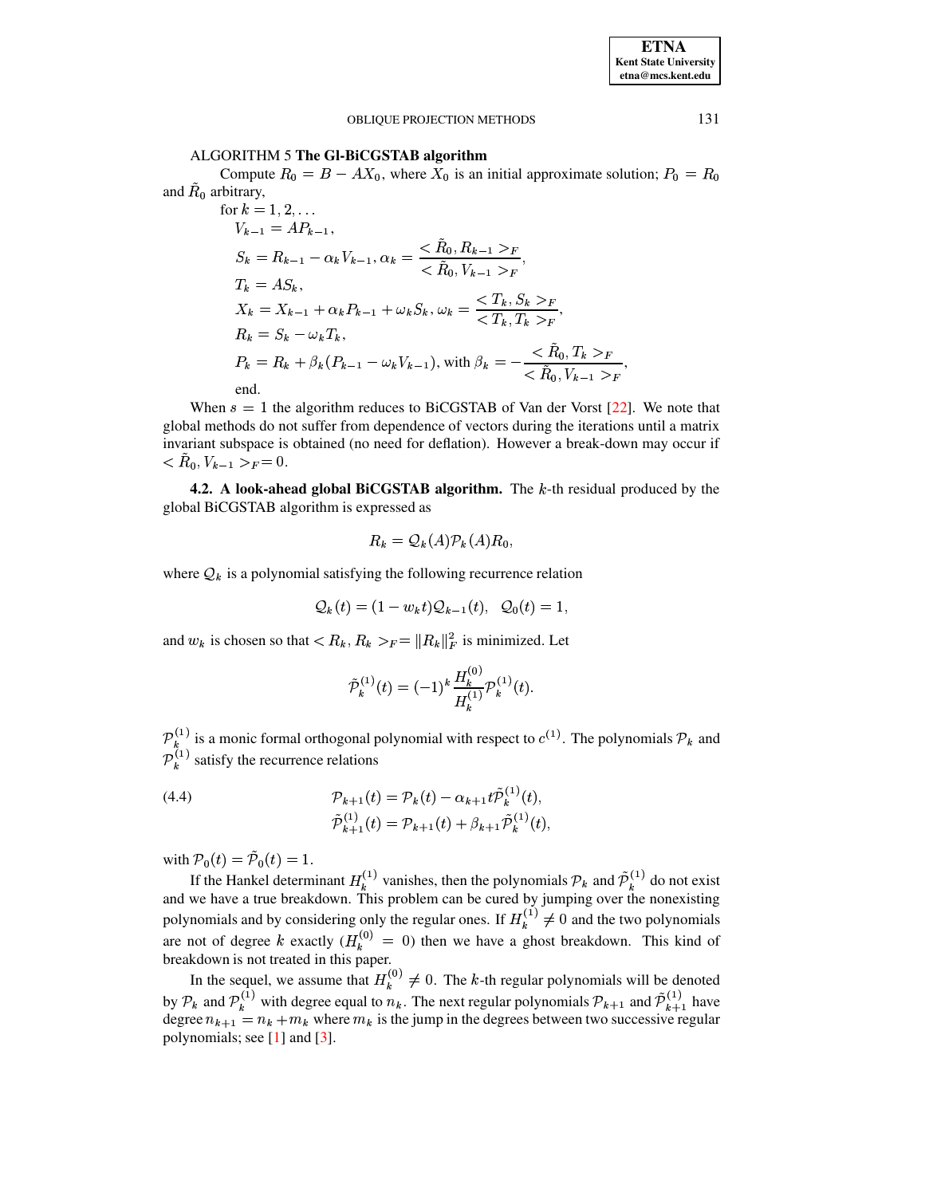ALGORITHM 5 **The Gl-BiCGSTAB algorithm**

Compute $R_0 = B - AX_0$, where $X_0$ is an initial approximate solution; $P_0 = R_0$ and $\tilde{R}_0$ arbitrary,

for $k = 1, 2, \ldots$

$V_{k-1} = AP_{k-1}$,

$S_k = R_{k-1} - \alpha_k V_{k-1}, \alpha_k = \dfrac{< \tilde{R}_0, R_{k-1} >_F}{< \tilde{R}_0, V_{k-1} >_F}$,

$T_k = AS_k$,

$X_k = X_{k-1} + \alpha_k P_{k-1} + \omega_k S_k, \omega_k = \dfrac{< T_k, S_k >_F}{< T_k, T_k >_F}$,

$R_k = S_k - \omega_k T_k$,

$P_k = R_k + \beta_k (P_{k-1} - \omega_k V_{k-1})$, with $\beta_k = -\dfrac{< \tilde{R}_0, T_k >_F}{< \tilde{R}_0, V_{k-1} >_F}$,

end.

When $s = 1$ the algorithm reduces to BiCGSTAB of Van der Vorst [22]. We note that global methods do not suffer from dependence of vectors during the iterations until a matrix invariant subspace is obtained (no need for deflation). However a break-down may occur if $< \tilde{R}_0, V_{k-1} >_F = 0$.

**4.2. A look-ahead global BiCGSTAB algorithm.** The $k$-th residual produced by the global BiCGSTAB algorithm is expressed as

$$R_k = \mathcal{Q}_k(A)\mathcal{P}_k(A)R_0,$$

where $\mathcal{Q}_k$ is a polynomial satisfying the following recurrence relation

$$\mathcal{Q}_k(t) = (1 - w_k t)\mathcal{Q}_{k-1}(t), \quad \mathcal{Q}_0(t) = 1,$$

and $w_k$ is chosen so that $< R_k, R_k >_F = \|R_k\|_F^2$ is minimized. Let

$$\tilde{\mathcal{P}}_k^{(1)}(t) = (-1)^k \frac{H_k^{(0)}}{H_k^{(1)}} \mathcal{P}_k^{(1)}(t).$$

$\mathcal{P}_k^{(1)}$ is a monic formal orthogonal polynomial with respect to $c^{(1)}$. The polynomials $\mathcal{P}_k$ and $\mathcal{P}_k^{(1)}$ satisfy the recurrence relations

$$\begin{aligned} \mathcal{P}_{k+1}(t) &= \mathcal{P}_k(t) - \alpha_{k+1} t \tilde{\mathcal{P}}_k^{(1)}(t), \\ \tilde{\mathcal{P}}_{k+1}^{(1)}(t) &= \mathcal{P}_{k+1}(t) + \beta_{k+1} \tilde{\mathcal{P}}_k^{(1)}(t), \end{aligned} \tag{4.4}$$

with $\mathcal{P}_0(t) = \tilde{\mathcal{P}}_0(t) = 1$.

If the Hankel determinant $H_k^{(1)}$ vanishes, then the polynomials $\mathcal{P}_k$ and $\tilde{\mathcal{P}}_k^{(1)}$ do not exist and we have a true breakdown. This problem can be cured by jumping over the nonexisting polynomials and by considering only the regular ones. If $H_k^{(1)} \neq 0$ and the two polynomials are not of degree $k$ exactly ($H_k^{(0)} = 0$) then we have a ghost breakdown. This kind of breakdown is not treated in this paper.

In the sequel, we assume that $H_k^{(0)} \neq 0$. The $k$-th regular polynomials will be denoted by $\mathcal{P}_k$ and $\mathcal{P}_k^{(1)}$ with degree equal to $n_k$. The next regular polynomials $\mathcal{P}_{k+1}$ and $\tilde{\mathcal{P}}_{k+1}^{(1)}$ have degree $n_{k+1} = n_k + m_k$ where $m_k$ is the jump in the degrees between two successive regular polynomials; see [1] and [3].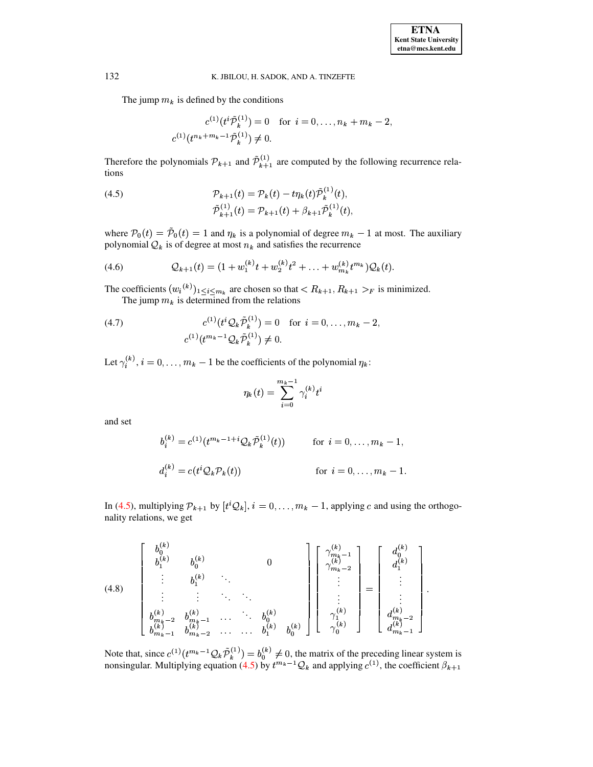The jump $m_k$ is defined by the conditions

$$c^{(1)}(t^i \tilde{\mathcal{P}}_k^{(1)}) = 0 \quad \text{for } i = 0, \ldots, n_k + m_k - 2,$$
$$c^{(1)}(t^{n_k+m_k-1} \tilde{\mathcal{P}}_k^{(1)}) \neq 0.$$

Therefore the polynomials $\mathcal{P}_{k+1}$ and $\tilde{\mathcal{P}}_{k+1}^{(1)}$ are computed by the following recurrence relations

$$\begin{aligned} \mathcal{P}_{k+1}(t) &= \mathcal{P}_k(t) - t\eta_k(t)\tilde{\mathcal{P}}_k^{(1)}(t), \\ \tilde{\mathcal{P}}_{k+1}^{(1)}(t) &= \mathcal{P}_{k+1}(t) + \beta_{k+1}\tilde{\mathcal{P}}_k^{(1)}(t), \end{aligned} \tag{4.5}$$

where $\mathcal{P}_0(t) = \tilde{\mathcal{P}}_0(t) = 1$ and $\eta_k$ is a polynomial of degree $m_k - 1$ at most. The auxiliary polynomial $\mathcal{Q}_k$ is of degree at most $n_k$ and satisfies the recurrence

$$\mathcal{Q}_{k+1}(t) = (1 + w_1^{(k)} t + w_2^{(k)} t^2 + \ldots + w_{m_k}^{(k)} t^{m_k})\mathcal{Q}_k(t). \tag{4.6}$$

The coefficients $(w_i{}^{(k)})_{1 \le i \le m_k}$ are chosen so that $< R_{k+1}, R_{k+1} >_F$ is minimized.

The jump $m_k$ is determined from the relations

$$\begin{aligned} c^{(1)}(t^i \mathcal{Q}_k \tilde{\mathcal{P}}_k^{(1)}) &= 0 \quad \text{for } i = 0, \ldots, m_k - 2, \\ c^{(1)}(t^{m_k-1} \mathcal{Q}_k \tilde{\mathcal{P}}_k^{(1)}) &\neq 0. \end{aligned} \tag{4.7}$$

Let $\gamma_i^{(k)}, i = 0, \ldots, m_k - 1$ be the coefficients of the polynomial $\eta_k$:

$$\eta_k(t) = \sum_{i=0}^{m_k-1} \gamma_i^{(k)} t^i$$

and set

$$b_i^{(k)} = c^{(1)}(t^{m_k-1+i} \mathcal{Q}_k \tilde{\mathcal{P}}_k^{(1)}(t)) \qquad \text{for } i = 0, \ldots, m_k - 1,$$

$$d_i^{(k)} = c(t^i \mathcal{Q}_k \mathcal{P}_k(t)) \qquad \text{for } i = 0, \ldots, m_k - 1.$$

In (4.5), multiplying $\mathcal{P}_{k+1}$ by $[t^i \mathcal{Q}_k], i = 0, \ldots, m_k - 1$, applying $c$ and using the orthogonality relations, we get

$$\begin{bmatrix} b_0^{(k)} & & & & & \\ b_1^{(k)} & b_0^{(k)} & & & 0 & \\ \vdots & b_1^{(k)} & \ddots & & & \\ \vdots & \vdots & \ddots & \ddots & & \\ b_{m_k-2}^{(k)} & b_{m_k-1}^{(k)} & \ldots & \ddots & b_0^{(k)} & \\ b_{m_k-1}^{(k)} & b_{m_k-2}^{(k)} & \ldots & \ldots & b_1^{(k)} & b_0^{(k)} \end{bmatrix} \begin{bmatrix} \gamma_{m_k-1}^{(k)} \\ \gamma_{m_k-2}^{(k)} \\ \vdots \\ \vdots \\ \gamma_1^{(k)} \\ \gamma_0^{(k)} \end{bmatrix} = \begin{bmatrix} d_0^{(k)} \\ d_1^{(k)} \\ \vdots \\ \vdots \\ d_{m_k-2}^{(k)} \\ d_{m_k-1}^{(k)} \end{bmatrix}. \tag{4.8}$$

Note that, since $c^{(1)}(t^{m_k-1} \mathcal{Q}_k \tilde{\mathcal{P}}_k^{(1)}) = b_0^{(k)} \neq 0$, the matrix of the preceding linear system is nonsingular. Multiplying equation (4.5) by $t^{m_k-1}\mathcal{Q}_k$ and applying $c^{(1)}$, the coefficient $\beta_{k+1}$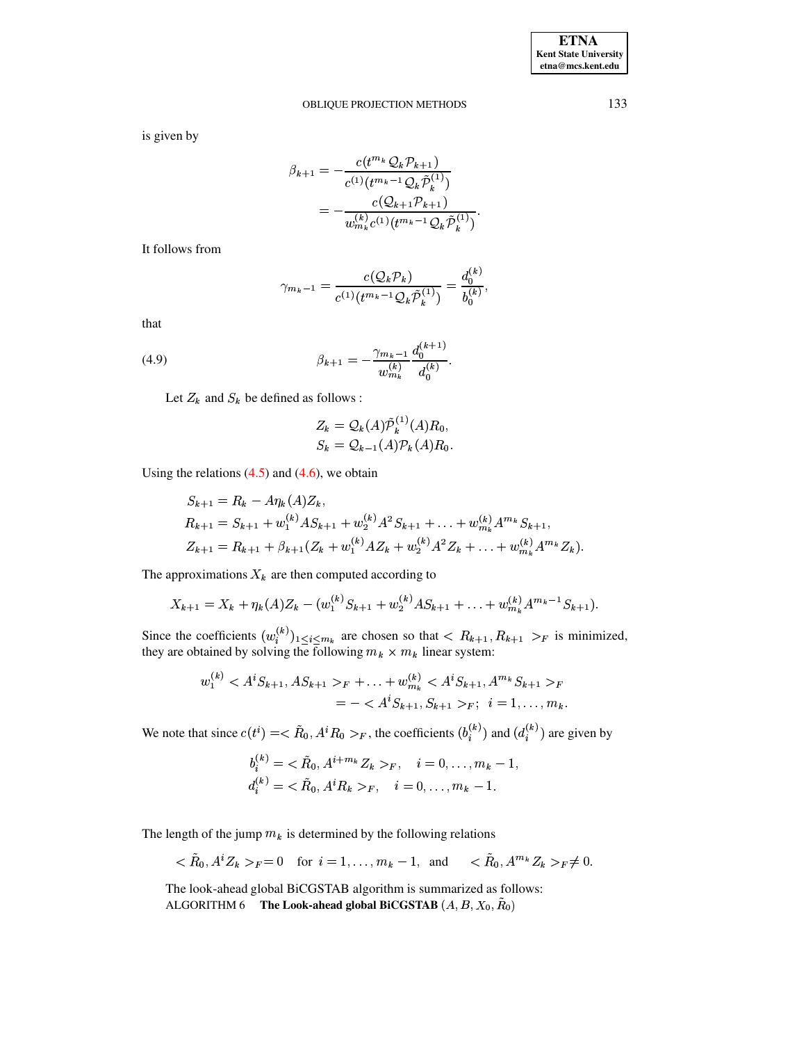is given by

$$\beta_{k+1} = -\frac{c(t^{m_k}\mathcal{Q}_k\mathcal{P}_{k+1})}{c^{(1)}(t^{m_k-1}\mathcal{Q}_k\tilde{\mathcal{P}}_k^{(1)})}$$
$$= -\frac{c(\mathcal{Q}_{k+1}\mathcal{P}_{k+1})}{w_{m_k}^{(k)}c^{(1)}(t^{m_k-1}\mathcal{Q}_k\tilde{\mathcal{P}}_k^{(1)})}.$$

It follows from

$$\gamma_{m_k-1} = \frac{c(\mathcal{Q}_k\mathcal{P}_k)}{c^{(1)}(t^{m_k-1}\mathcal{Q}_k\tilde{\mathcal{P}}_k^{(1)})} = \frac{d_0^{(k)}}{b_0^{(k)}},$$

that

$$\beta_{k+1} = -\frac{\gamma_{m_k-1}}{w_{m_k}^{(k)}}\frac{d_0^{(k+1)}}{d_0^{(k)}}. \tag{4.9}$$

Let $Z_k$ and $S_k$ be defined as follows :

$$Z_k = \mathcal{Q}_k(A)\tilde{\mathcal{P}}_k^{(1)}(A)R_0,$$
$$S_k = \mathcal{Q}_{k-1}(A)\mathcal{P}_k(A)R_0.$$

Using the relations (4.5) and (4.6), we obtain

$$S_{k+1} = R_k - A\eta_k(A)Z_k,$$
$$R_{k+1} = S_{k+1} + w_1^{(k)}AS_{k+1} + w_2^{(k)}A^2S_{k+1} + \ldots + w_{m_k}^{(k)}A^{m_k}S_{k+1},$$
$$Z_{k+1} = R_{k+1} + \beta_{k+1}(Z_k + w_1^{(k)}AZ_k + w_2^{(k)}A^2Z_k + \ldots + w_{m_k}^{(k)}A^{m_k}Z_k).$$

The approximations $X_k$ are then computed according to

$$X_{k+1} = X_k + \eta_k(A)Z_k - (w_1^{(k)}S_{k+1} + w_2^{(k)}AS_{k+1} + \ldots + w_{m_k}^{(k)}A^{m_k-1}S_{k+1}).$$

Since the coefficients $(w_i^{(k)})_{1\le i\le m_k}$ are chosen so that $< R_{k+1}, R_{k+1} >_F$ is minimized, they are obtained by solving the following $m_k \times m_k$ linear system:

$$w_1^{(k)} < A^iS_{k+1}, AS_{k+1} >_F + \ldots + w_{m_k}^{(k)} < A^iS_{k+1}, A^{m_k}S_{k+1} >_F$$
$$= - < A^iS_{k+1}, S_{k+1} >_F; \;\; i = 1, \ldots, m_k.$$

We note that since $c(t^i) = < \tilde{R}_0, A^iR_0 >_F$, the coefficients $(b_i^{(k)})$ and $(d_i^{(k)})$ are given by

$$b_i^{(k)} = < \tilde{R}_0, A^{i+m_k}Z_k >_F, \quad i = 0, \ldots, m_k - 1,$$
$$d_i^{(k)} = < \tilde{R}_0, A^iR_k >_F, \quad i = 0, \ldots, m_k - 1.$$

The length of the jump $m_k$ is determined by the following relations

$$< \tilde{R}_0, A^iZ_k >_F = 0 \quad \text{for } i = 1, \ldots, m_k - 1, \text{ and } \quad < \tilde{R}_0, A^{m_k}Z_k >_F \neq 0.$$

The look-ahead global BiCGSTAB algorithm is summarized as follows:

ALGORITHM 6 **The Look-ahead global BiCGSTAB** $(A, B, X_0, \tilde{R}_0)$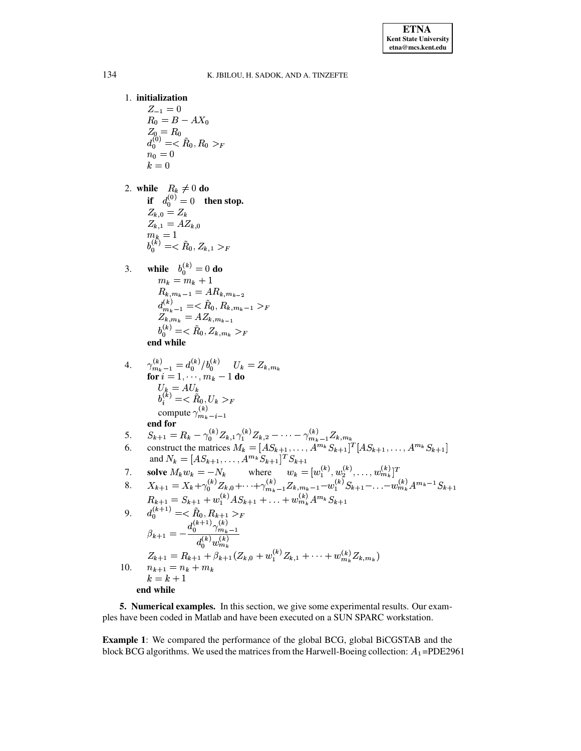1. **initialization**

   $Z_{-1} = 0$
   $R_0 = B - AX_0$
   $Z_0 = R_0$
   $d_0^{(0)} = < \tilde{R}_0, R_0 >_F$
   $n_0 = 0$
   $k = 0$

2. **while** $R_k \neq 0$ **do**

   **if** $d_0^{(0)} = 0$ **then stop.**
   $Z_{k,0} = Z_k$
   $Z_{k,1} = AZ_{k,0}$
   $m_k = 1$
   $b_0^{(k)} = < \tilde{R}_0, Z_{k,1} >_F$

3. **while** $b_0^{(k)} = 0$ **do**

   $m_k = m_k + 1$
   $R_{k,m_k-1} = AR_{k,m_{k-2}}$
   $d_{m_k-1}^{(k)} = < \tilde{R}_0, R_{k,m_k-1} >_F$
   $Z_{k,m_k} = AZ_{k,m_{k-1}}$
   $b_0^{(k)} = < \tilde{R}_0, Z_{k,m_k} >_F$

   **end while**

4. $\gamma_{m_k-1}^{(k)} = d_0^{(k)}/b_0^{(k)} \quad U_k = Z_{k,m_k}$

   **for** $i = 1, \cdots, m_k - 1$ **do**
   $U_k = AU_k$
   $b_i^{(k)} = < \tilde{R}_0, U_k >_F$
   compute $\gamma_{m_k-i-1}^{(k)}$

   **end for**

5. $S_{k+1} = R_k - \gamma_0^{(k)} Z_{k,1} \gamma_1^{(k)} Z_{k,2} - \cdots - \gamma_{m_k-1}^{(k)} Z_{k,m_k}$
6. construct the matrices $M_k = [AS_{k+1}, \ldots, A^{m_k} S_{k+1}]^T [AS_{k+1}, \ldots, A^{m_k} S_{k+1}]$ and $N_k = [AS_{k+1}, \ldots, A^{m_k} S_{k+1}]^T S_{k+1}$
7. **solve** $M_k w_k = -N_k$ where $w_k = [w_1^{(k)}, w_2^{(k)}, \ldots, w_{m_k}^{(k)}]^T$
8. $X_{k+1} = X_k + \gamma_0^{(k)} Z_{k,0} + \cdots + \gamma_{m_k-1}^{(k)} Z_{k,m_k-1} - w_1^{(k)} S_{k+1} - \ldots - w_{m_k}^{(k)} A^{m_k-1} S_{k+1}$

   $R_{k+1} = S_{k+1} + w_1^{(k)} AS_{k+1} + \ldots + w_{m_k}^{(k)} A^{m_k} S_{k+1}$

9. $d_0^{(k+1)} = < \tilde{R}_0, R_{k+1} >_F$

   $$\beta_{k+1} = -\frac{d_0^{(k+1)} \gamma_{m_k-1}^{(k)}}{d_0^{(k)} w_{m_k}^{(k)}}$$

   $Z_{k+1} = R_{k+1} + \beta_{k+1} (Z_{k,0} + w_1^{(k)} Z_{k,1} + \cdots + w_{m_k}^{(k)} Z_{k,m_k})$

10. $n_{k+1} = n_k + m_k$

    $k = k + 1$

**end while**

**5. Numerical examples.** In this section, we give some experimental results. Our examples have been coded in Matlab and have been executed on a SUN SPARC workstation.

**Example 1**: We compared the performance of the global BCG, global BiCGSTAB and the block BCG algorithms. We used the matrices from the Harwell-Boeing collection: $A_1$=PDE2961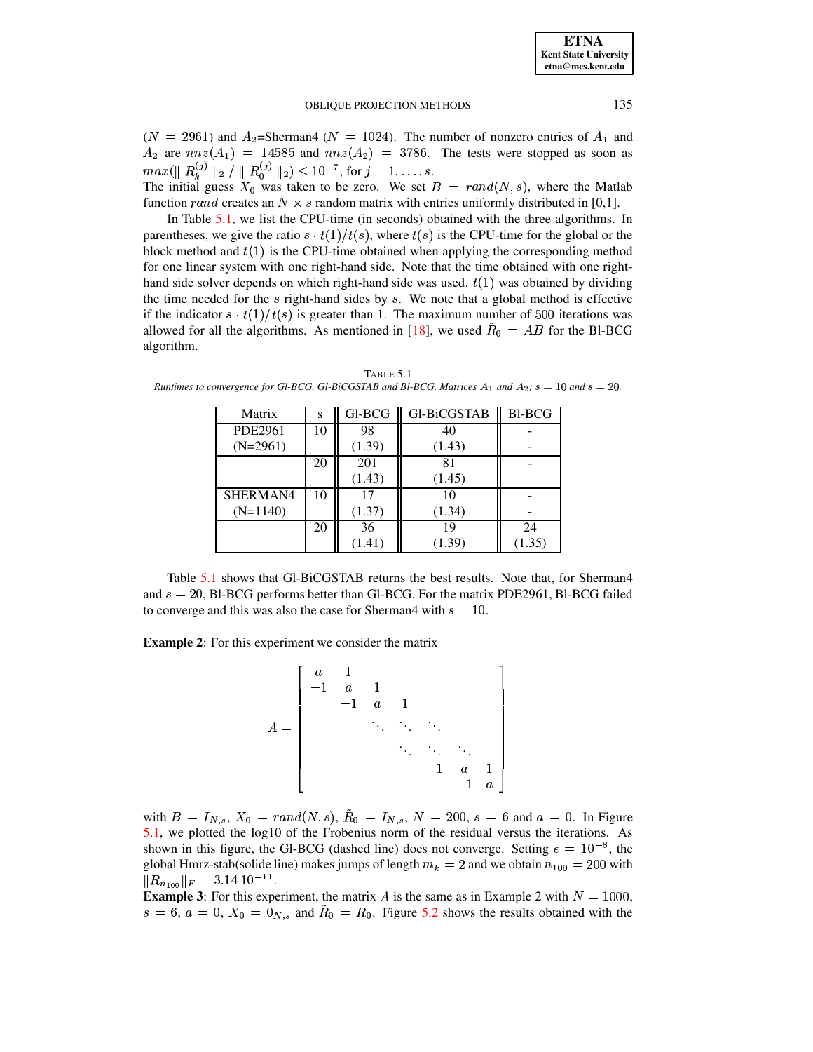($N = 2961$) and $A_2$=Sherman4 ($N = 1024$). The number of nonzero entries of $A_1$ and $A_2$ are $nnz(A_1) = 14585$ and $nnz(A_2) = 3786$. The tests were stopped as soon as $max(\| R_k^{(j)} \|_2 / \| R_0^{(j)} \|_2) \leq 10^{-7}$, for $j = 1, \ldots, s$.
The initial guess $X_0$ was taken to be zero. We set $B = rand(N, s)$, where the Matlab function $rand$ creates an $N \times s$ random matrix with entries uniformly distributed in [0,1].

In Table 5.1, we list the CPU-time (in seconds) obtained with the three algorithms. In parentheses, we give the ratio $s \cdot t(1)/t(s)$, where $t(s)$ is the CPU-time for the global or the block method and $t(1)$ is the CPU-time obtained when applying the corresponding method for one linear system with one right-hand side. Note that the time obtained with one right-hand side solver depends on which right-hand side was used. $t(1)$ was obtained by dividing the time needed for the $s$ right-hand sides by $s$. We note that a global method is effective if the indicator $s \cdot t(1)/t(s)$ is greater than 1. The maximum number of 500 iterations was allowed for all the algorithms. As mentioned in [18], we used $\tilde{R}_0 = AB$ for the Bl-BCG algorithm.

TABLE 5.1
*Runtimes to convergence for Gl-BCG, Gl-BiCGSTAB and Bl-BCG. Matrices $A_1$ and $A_2$; $s = 10$ and $s = 20$.*

| Matrix | s | Gl-BCG | Gl-BiCGSTAB | Bl-BCG |
|---|---|---|---|---|
| PDE2961 (N=2961) | 10 | 98 (1.39) | 40 (1.43) | - - |
| | 20 | 201 (1.43) | 81 (1.45) | - |
| SHERMAN4 (N=1140) | 10 | 17 (1.37) | 10 (1.34) | - - |
| | 20 | 36 (1.41) | 19 (1.39) | 24 (1.35) |

Table 5.1 shows that Gl-BiCGSTAB returns the best results. Note that, for Sherman4 and $s = 20$, Bl-BCG performs better than Gl-BCG. For the matrix PDE2961, Bl-BCG failed to converge and this was also the case for Sherman4 with $s = 10$.

**Example 2**: For this experiment we consider the matrix

$$A = \begin{bmatrix} a & 1 & & & & & \\ -1 & a & 1 & & & & \\ & -1 & a & 1 & & & \\ & & \ddots & \ddots & \ddots & & \\ & & & \ddots & \ddots & \ddots & \\ & & & & -1 & a & 1 \\ & & & & & -1 & a \end{bmatrix}$$

with $B = I_{N,s}$, $X_0 = rand(N, s)$, $\tilde{R}_0 = I_{N,s}$, $N = 200$, $s = 6$ and $a = 0$. In Figure 5.1, we plotted the log10 of the Frobenius norm of the residual versus the iterations. As shown in this figure, the Gl-BCG (dashed line) does not converge. Setting $\epsilon = 10^{-8}$, the global Hmrz-stab(solide line) makes jumps of length $m_k = 2$ and we obtain $n_{100} = 200$ with $\|R_{n_{100}}\|_F = 3.14\,10^{-11}$.
**Example 3**: For this experiment, the matrix $A$ is the same as in Example 2 with $N = 1000$, $s = 6$, $a = 0$, $X_0 = 0_{N,s}$ and $\tilde{R}_0 = R_0$. Figure 5.2 shows the results obtained with the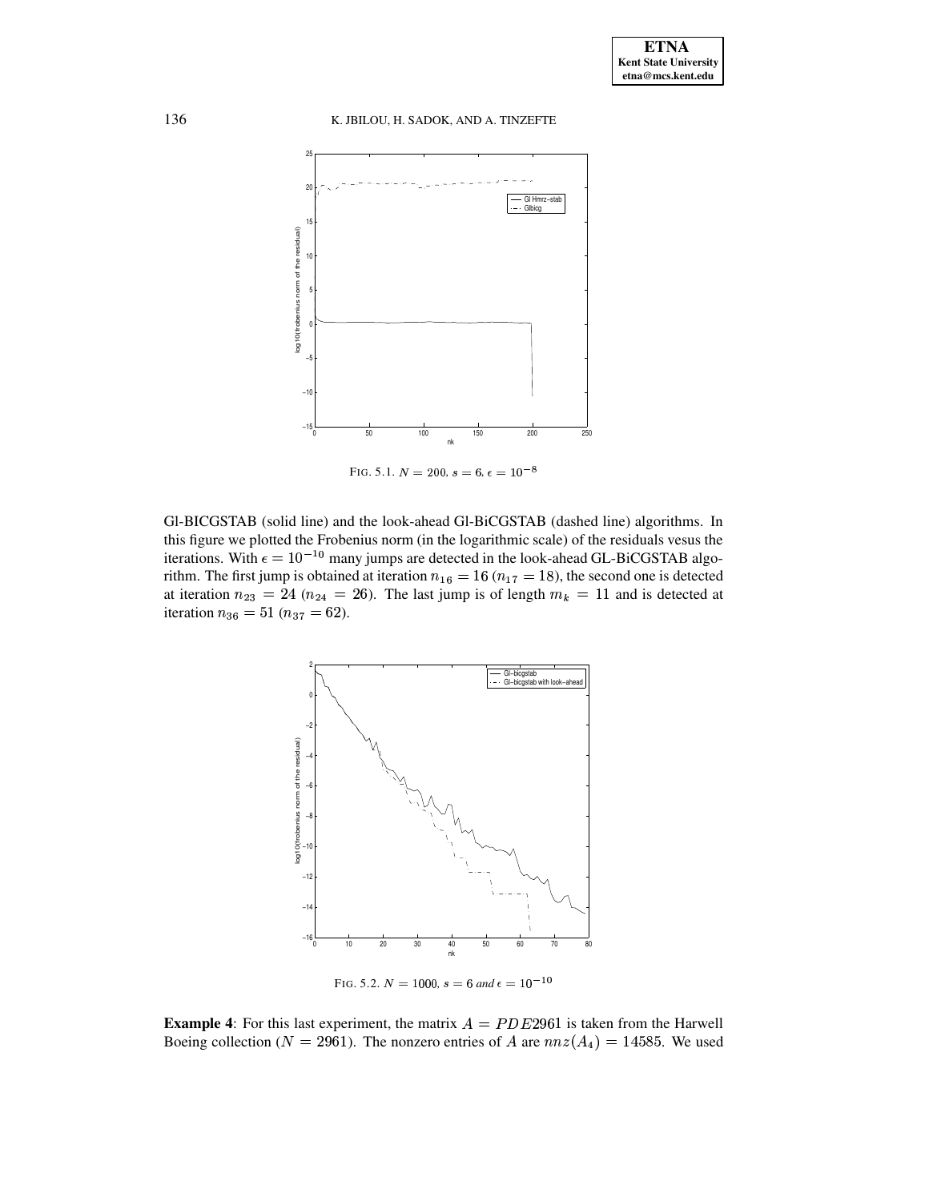FIG. 5.1. $N = 200$, $s = 6$, $\epsilon = 10^{-8}$

Gl-BICGSTAB (solid line) and the look-ahead Gl-BiCGSTAB (dashed line) algorithms. In this figure we plotted the Frobenius norm (in the logarithmic scale) of the residuals vesus the iterations. With $\epsilon = 10^{-10}$ many jumps are detected in the look-ahead GL-BiCGSTAB algorithm. The first jump is obtained at iteration $n_{16} = 16$ ($n_{17} = 18$), the second one is detected at iteration $n_{23} = 24$ ($n_{24} = 26$). The last jump is of length $m_k = 11$ and is detected at iteration $n_{36} = 51$ ($n_{37} = 62$).

FIG. 5.2. $N = 1000$, $s = 6$ *and* $\epsilon = 10^{-10}$

**Example 4**: For this last experiment, the matrix $A = PDE2961$ is taken from the Harwell Boeing collection ($N = 2961$). The nonzero entries of $A$ are $nnz(A_4) = 14585$. We used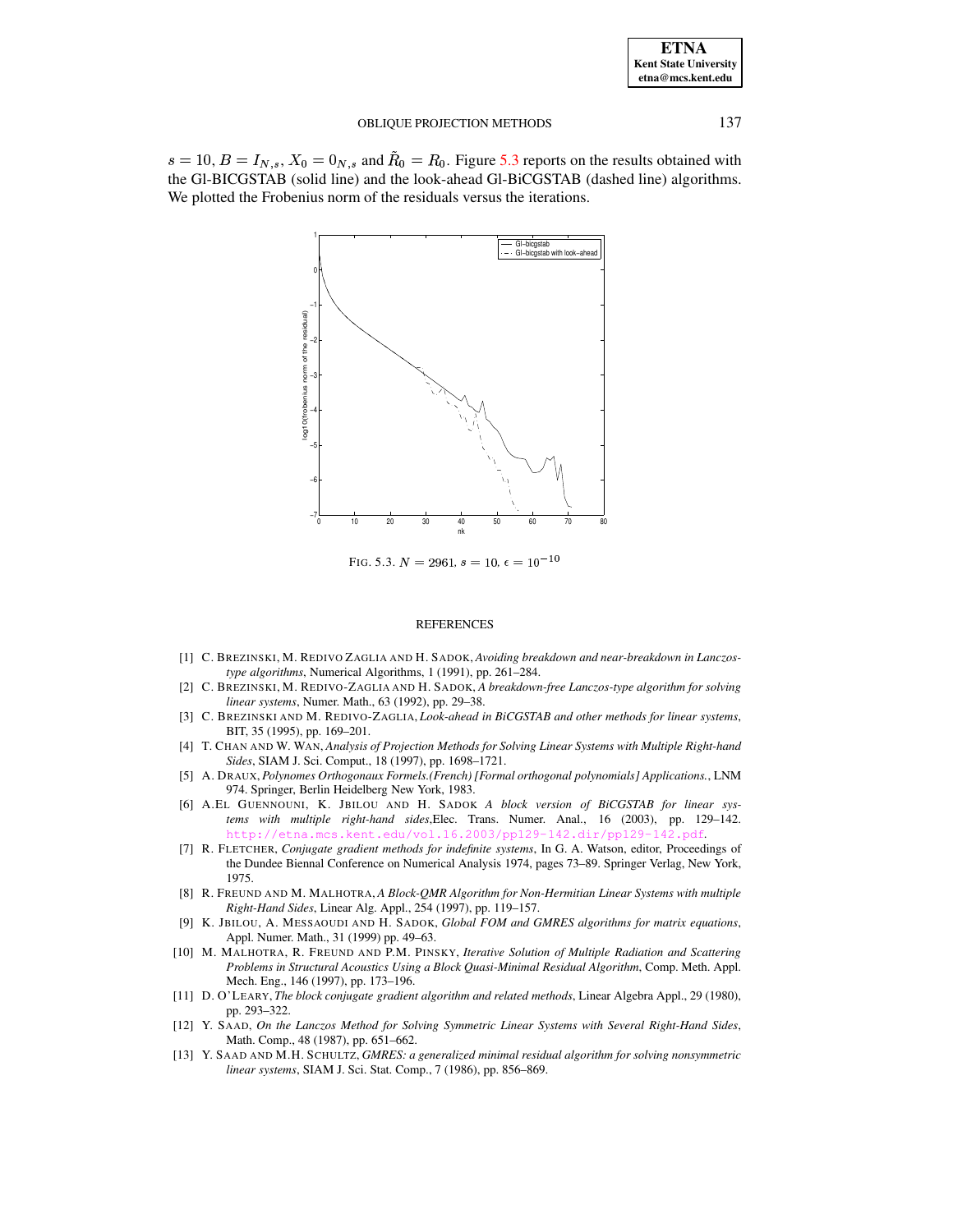$s = 10$, $B = I_{N,s}$, $X_0 = 0_{N,s}$ and $\tilde{R}_0 = R_0$. Figure 5.3 reports on the results obtained with the Gl-BICGSTAB (solid line) and the look-ahead Gl-BiCGSTAB (dashed line) algorithms. We plotted the Frobenius norm of the residuals versus the iterations.

FIG. 5.3. $N = 2961$, $s = 10$, $\epsilon = 10^{-10}$

## REFERENCES

[1] C. BREZINSKI, M. REDIVO ZAGLIA AND H. SADOK, *Avoiding breakdown and near-breakdown in Lanczos-type algorithms*, Numerical Algorithms, 1 (1991), pp. 261–284.

[2] C. BREZINSKI, M. REDIVO-ZAGLIA AND H. SADOK, *A breakdown-free Lanczos-type algorithm for solving linear systems*, Numer. Math., 63 (1992), pp. 29–38.

[3] C. BREZINSKI AND M. REDIVO-ZAGLIA, *Look-ahead in BiCGSTAB and other methods for linear systems*, BIT, 35 (1995), pp. 169–201.

[4] T. CHAN AND W. WAN, *Analysis of Projection Methods for Solving Linear Systems with Multiple Right-hand Sides*, SIAM J. Sci. Comput., 18 (1997), pp. 1698–1721.

[5] A. DRAUX, *Polynomes Orthogonaux Formels.(French) [Formal orthogonal polynomials] Applications.*, LNM 974. Springer, Berlin Heidelberg New York, 1983.

[6] A.EL GUENNOUNI, K. JBILOU AND H. SADOK *A block version of BiCGSTAB for linear systems with multiple right-hand sides*,Elec. Trans. Numer. Anal., 16 (2003), pp. 129–142. http://etna.mcs.kent.edu/vol.16.2003/pp129-142.dir/pp129-142.pdf.

[7] R. FLETCHER, *Conjugate gradient methods for indefinite systems*, In G. A. Watson, editor, Proceedings of the Dundee Biennal Conference on Numerical Analysis 1974, pages 73–89. Springer Verlag, New York, 1975.

[8] R. FREUND AND M. MALHOTRA, *A Block-QMR Algorithm for Non-Hermitian Linear Systems with multiple Right-Hand Sides*, Linear Alg. Appl., 254 (1997), pp. 119–157.

[9] K. JBILOU, A. MESSAOUDI AND H. SADOK, *Global FOM and GMRES algorithms for matrix equations*, Appl. Numer. Math., 31 (1999) pp. 49–63.

[10] M. MALHOTRA, R. FREUND AND P.M. PINSKY, *Iterative Solution of Multiple Radiation and Scattering Problems in Structural Acoustics Using a Block Quasi-Minimal Residual Algorithm*, Comp. Meth. Appl. Mech. Eng., 146 (1997), pp. 173–196.

[11] D. O'LEARY, *The block conjugate gradient algorithm and related methods*, Linear Algebra Appl., 29 (1980), pp. 293–322.

[12] Y. SAAD, *On the Lanczos Method for Solving Symmetric Linear Systems with Several Right-Hand Sides*, Math. Comp., 48 (1987), pp. 651–662.

[13] Y. SAAD AND M.H. SCHULTZ, *GMRES: a generalized minimal residual algorithm for solving nonsymmetric linear systems*, SIAM J. Sci. Stat. Comp., 7 (1986), pp. 856–869.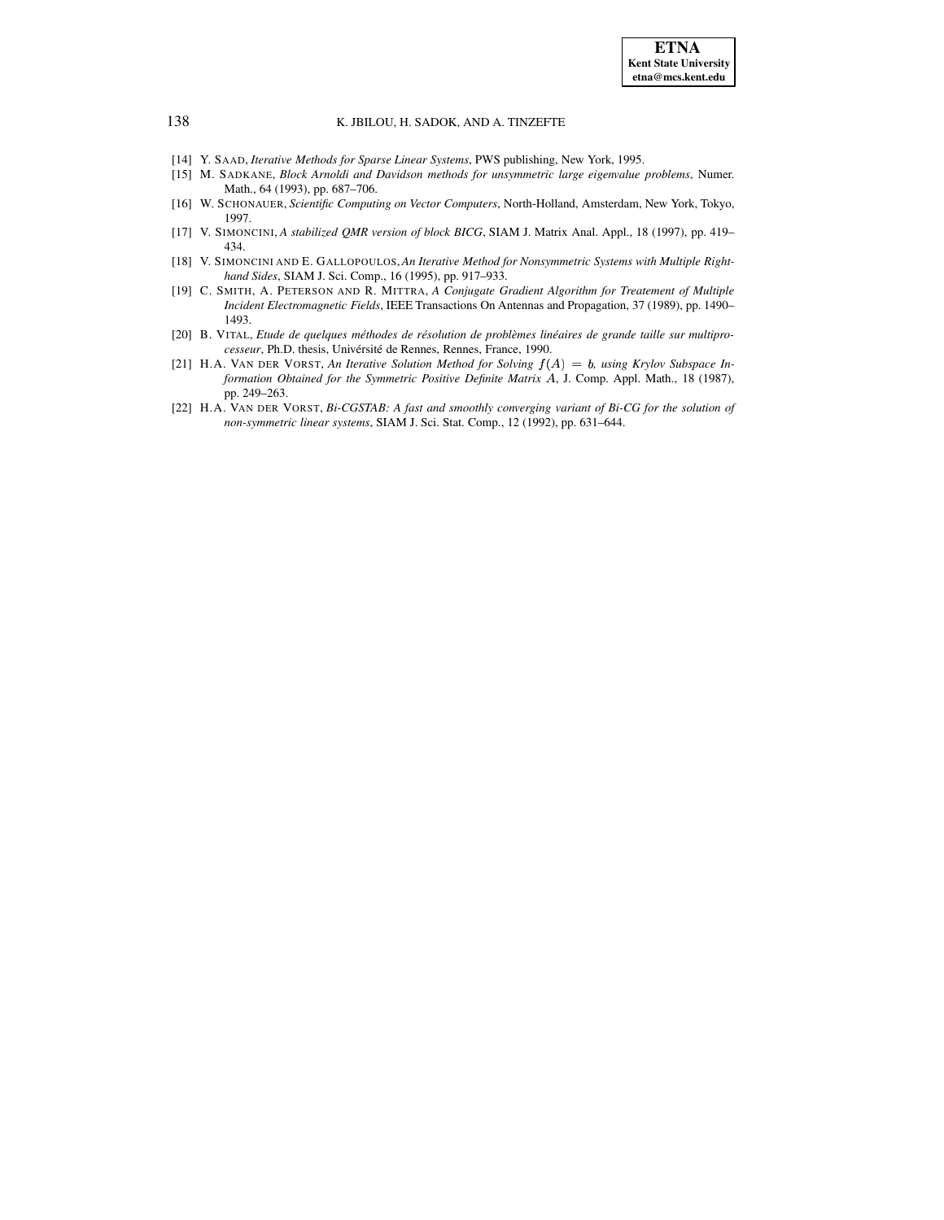[14] Y. SAAD, *Iterative Methods for Sparse Linear Systems*, PWS publishing, New York, 1995.

[15] M. SADKANE, *Block Arnoldi and Davidson methods for unsymmetric large eigenvalue problems*, Numer. Math., 64 (1993), pp. 687–706.

[16] W. SCHONAUER, *Scientific Computing on Vector Computers*, North-Holland, Amsterdam, New York, Tokyo, 1997.

[17] V. SIMONCINI, *A stabilized QMR version of block BICG*, SIAM J. Matrix Anal. Appl., 18 (1997), pp. 419–434.

[18] V. SIMONCINI AND E. GALLOPOULOS, *An Iterative Method for Nonsymmetric Systems with Multiple Right-hand Sides*, SIAM J. Sci. Comp., 16 (1995), pp. 917–933.

[19] C. SMITH, A. PETERSON AND R. MITTRA, *A Conjugate Gradient Algorithm for Treatement of Multiple Incident Electromagnetic Fields*, IEEE Transactions On Antennas and Propagation, 37 (1989), pp. 1490–1493.

[20] B. VITAL, *Etude de quelques méthodes de résolution de problèmes linéaires de grande taille sur multiprocesseur*, Ph.D. thesis, Univérsité de Rennes, Rennes, France, 1990.

[21] H.A. VAN DER VORST, *An Iterative Solution Method for Solving $f(A) = b$, using Krylov Subspace Information Obtained for the Symmetric Positive Definite Matrix $A$*, J. Comp. Appl. Math., 18 (1987), pp. 249–263.

[22] H.A. VAN DER VORST, *Bi-CGSTAB: A fast and smoothly converging variant of Bi-CG for the solution of non-symmetric linear systems*, SIAM J. Sci. Stat. Comp., 12 (1992), pp. 631–644.